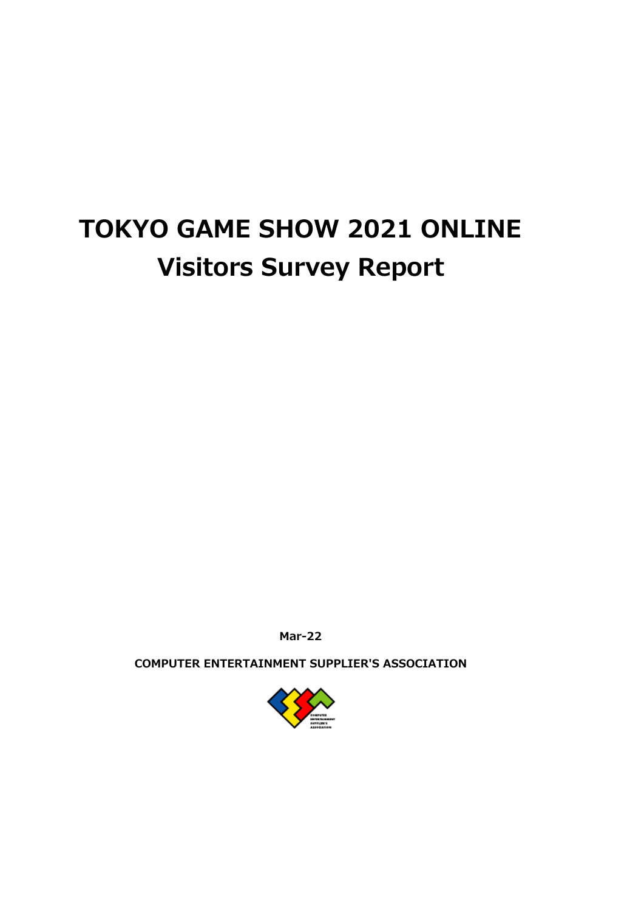# TOKYO GAME SHOW 2021 ONLINE
# Visitors Survey Report

**Mar-22**

**COMPUTER ENTERTAINMENT SUPPLIER'S ASSOCIATION**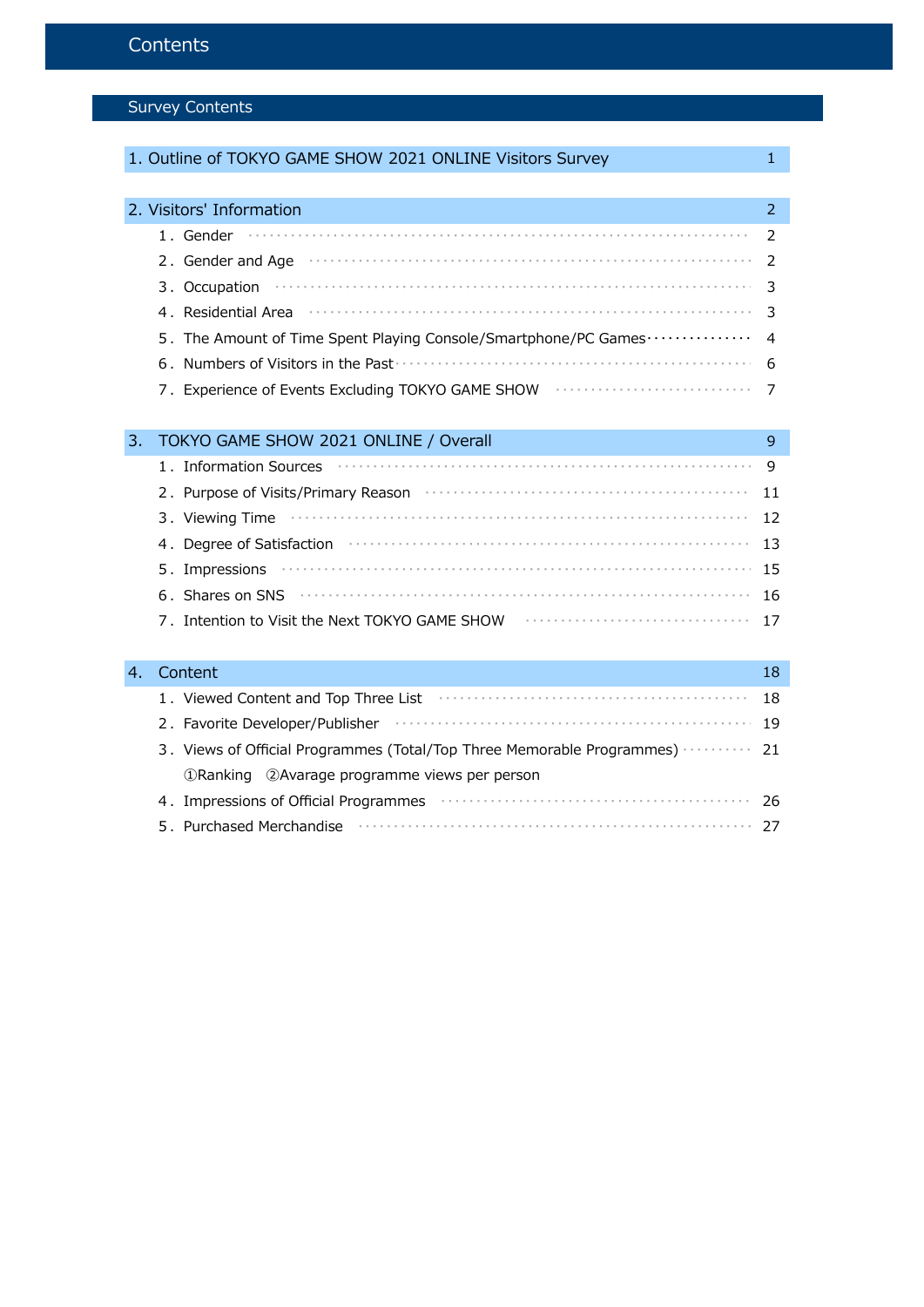# Contents

## Survey Contents

| Section | Page |
|---|---|
| **1. Outline of TOKYO GAME SHOW 2021 ONLINE Visitors Survey** | **1** |
| **2. Visitors' Information** | **2** |
| 1．Gender | 2 |
| 2．Gender and Age | 2 |
| 3．Occupation | 3 |
| 4．Residential Area | 3 |
| 5．The Amount of Time Spent Playing Console/Smartphone/PC Games | 4 |
| 6．Numbers of Visitors in the Past | 6 |
| 7．Experience of Events Excluding TOKYO GAME SHOW | 7 |
| **3. TOKYO GAME SHOW 2021 ONLINE / Overall** | **9** |
| 1．Information Sources | 9 |
| 2．Purpose of Visits/Primary Reason | 11 |
| 3．Viewing Time | 12 |
| 4．Degree of Satisfaction | 13 |
| 5．Impressions | 15 |
| 6．Shares on SNS | 16 |
| 7．Intention to Visit the Next TOKYO GAME SHOW | 17 |
| **4. Content** | **18** |
| 1．Viewed Content and Top Three List | 18 |
| 2．Favorite Developer/Publisher | 19 |
| 3．Views of Official Programmes (Total/Top Three Memorable Programmes)<br>①Ranking　②Avarage programme views per person | 21 |
| 4．Impressions of Official Programmes | 26 |
| 5．Purchased Merchandise | 27 |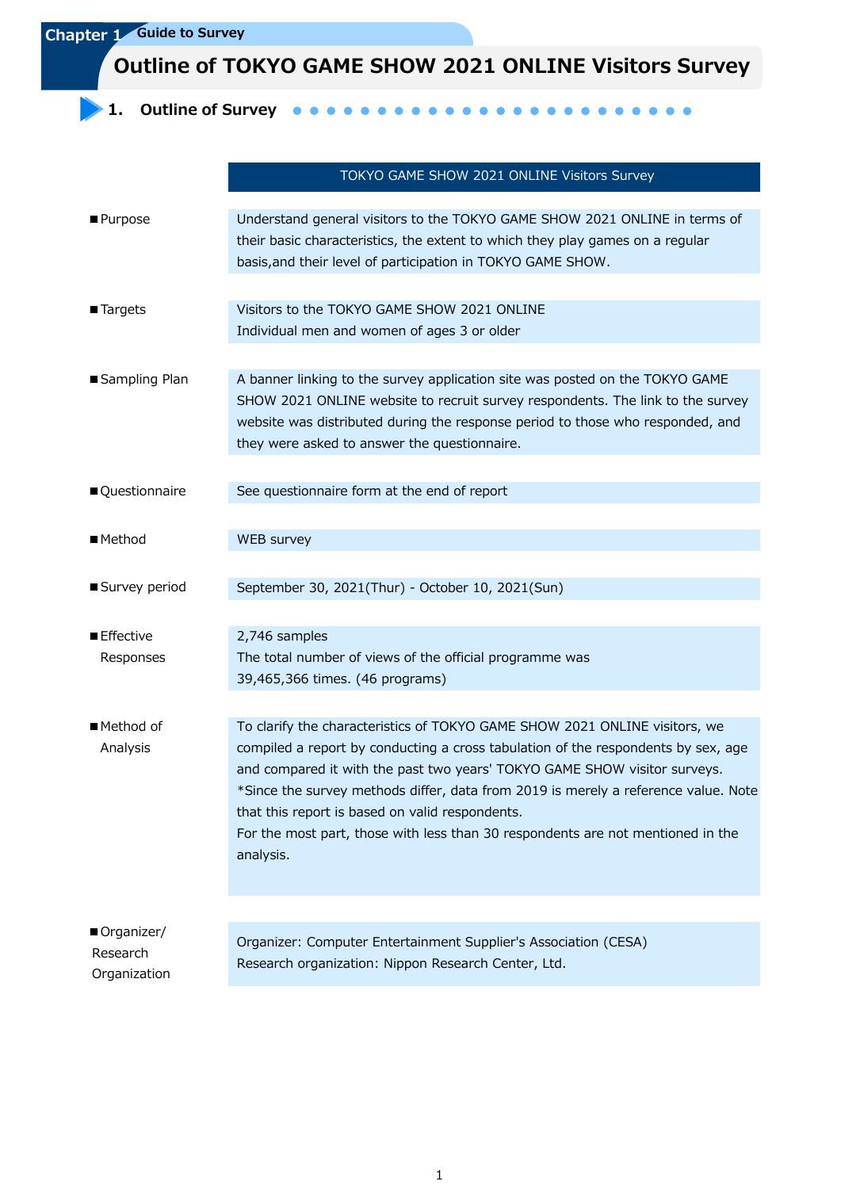Chapter 1 Guide to Survey

# Outline of TOKYO GAME SHOW 2021 ONLINE Visitors Survey

## 1. Outline of Survey

| | TOKYO GAME SHOW 2021 ONLINE Visitors Survey |
|---|---|
| ■Purpose | Understand general visitors to the TOKYO GAME SHOW 2021 ONLINE in terms of their basic characteristics, the extent to which they play games on a regular basis,and their level of participation in TOKYO GAME SHOW. |
| ■Targets | Visitors to the TOKYO GAME SHOW 2021 ONLINE<br>Individual men and women of ages 3 or older |
| ■Sampling Plan | A banner linking to the survey application site was posted on the TOKYO GAME SHOW 2021 ONLINE website to recruit survey respondents. The link to the survey website was distributed during the response period to those who responded, and they were asked to answer the questionnaire. |
| ■Questionnaire | See questionnaire form at the end of report |
| ■Method | WEB survey |
| ■Survey period | September 30, 2021(Thur) - October 10, 2021(Sun) |
| ■Effective Responses | 2,746 samples<br>The total number of views of the official programme was 39,465,366 times. (46 programs) |
| ■Method of Analysis | To clarify the characteristics of TOKYO GAME SHOW 2021 ONLINE visitors, we compiled a report by conducting a cross tabulation of the respondents by sex, age and compared it with the past two years' TOKYO GAME SHOW visitor surveys.<br>*Since the survey methods differ, data from 2019 is merely a reference value. Note that this report is based on valid respondents.<br>For the most part, those with less than 30 respondents are not mentioned in the analysis. |
| ■Organizer/ Research Organization | Organizer: Computer Entertainment Supplier's Association (CESA)<br>Research organization: Nippon Research Center, Ltd. |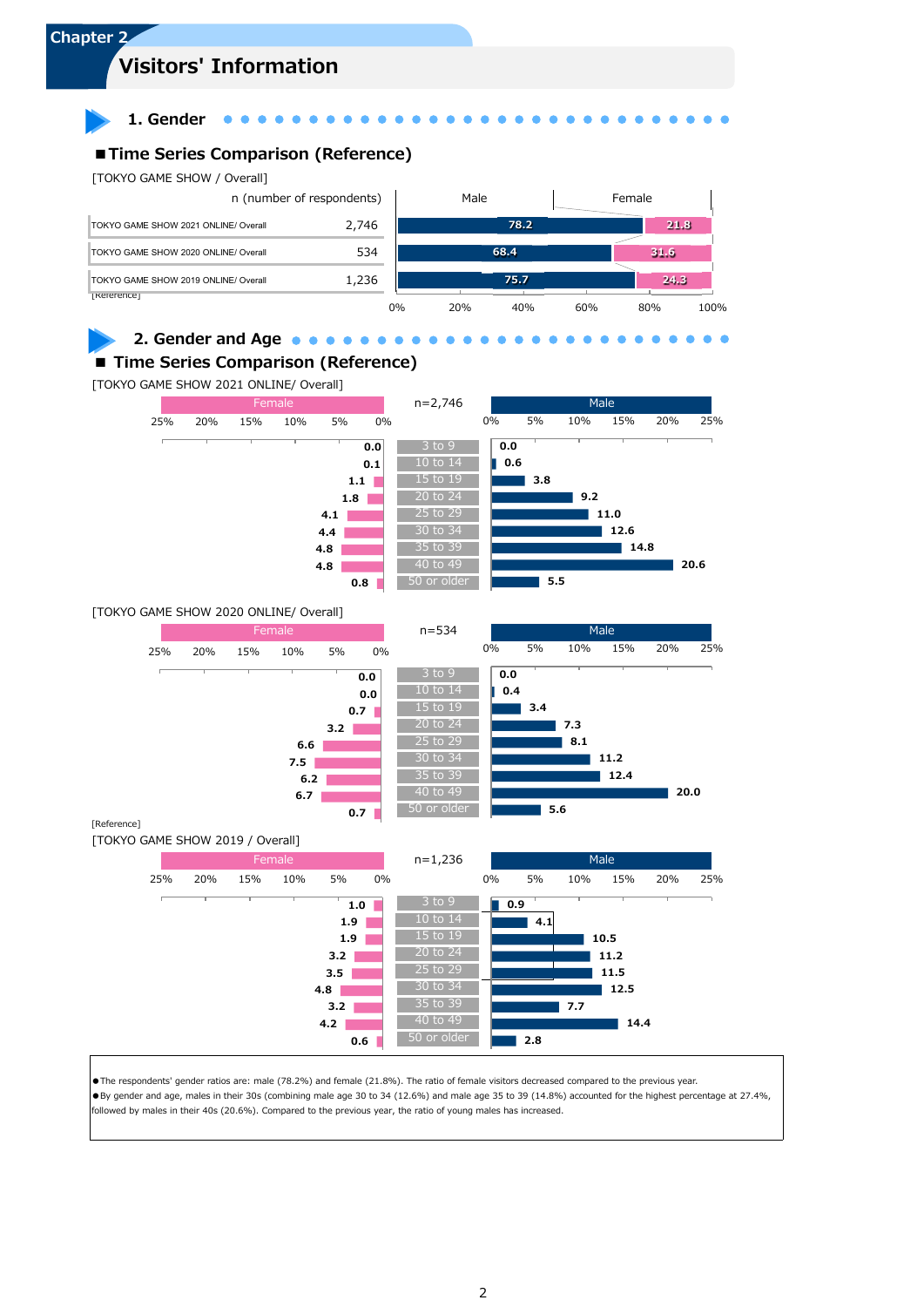# Chapter 2

## Visitors' Information

### 1. Gender

**■Time Series Comparison (Reference)**

[TOKYO GAME SHOW / Overall]

| | n (number of respondents) | Male | Female |
|---|---|---|---|
| TOKYO GAME SHOW 2021 ONLINE/ Overall | 2,746 | 78.2 | 21.8 |
| TOKYO GAME SHOW 2020 ONLINE/ Overall | 534 | 68.4 | 31.6 |
| TOKYO GAME SHOW 2019 ONLINE/ Overall | 1,236 | 75.7 | 24.3 |

[Reference]

### 2. Gender and Age

**■ Time Series Comparison (Reference)**

[TOKYO GAME SHOW 2021 ONLINE/ Overall]

n=2,746

| Female | Age | Male |
|---|---|---|
| 0.0 | 3 to 9 | 0.0 |
| 0.1 | 10 to 14 | 0.6 |
| 1.1 | 15 to 19 | 3.8 |
| 1.8 | 20 to 24 | 9.2 |
| 4.1 | 25 to 29 | 11.0 |
| 4.4 | 30 to 34 | 12.6 |
| 4.8 | 35 to 39 | 14.8 |
| 4.8 | 40 to 49 | 20.6 |
| 0.8 | 50 or older | 5.5 |

[TOKYO GAME SHOW 2020 ONLINE/ Overall]

n=534

| Female | Age | Male |
|---|---|---|
| 0.0 | 3 to 9 | 0.0 |
| 0.0 | 10 to 14 | 0.4 |
| 0.7 | 15 to 19 | 3.4 |
| 3.2 | 20 to 24 | 7.3 |
| 6.6 | 25 to 29 | 8.1 |
| 7.5 | 30 to 34 | 11.2 |
| 6.2 | 35 to 39 | 12.4 |
| 6.7 | 40 to 49 | 20.0 |
| 0.7 | 50 or older | 5.6 |

[Reference]

[TOKYO GAME SHOW 2019 / Overall]

n=1,236

| Female | Age | Male |
|---|---|---|
| 1.0 | 3 to 9 | 0.9 |
| 1.9 | 10 to 14 | 4.1 |
| 1.9 | 15 to 19 | 10.5 |
| 3.2 | 20 to 24 | 11.2 |
| 3.5 | 25 to 29 | 11.5 |
| 4.8 | 30 to 34 | 12.5 |
| 3.2 | 35 to 39 | 7.7 |
| 4.2 | 40 to 49 | 14.4 |
| 0.6 | 50 or older | 2.8 |

●The respondents' gender ratios are: male (78.2%) and female (21.8%). The ratio of female visitors decreased compared to the previous year.
●By gender and age, males in their 30s (combining male age 30 to 34 (12.6%) and male age 35 to 39 (14.8%) accounted for the highest percentage at 27.4%, followed by males in their 40s (20.6%). Compared to the previous year, the ratio of young males has increased.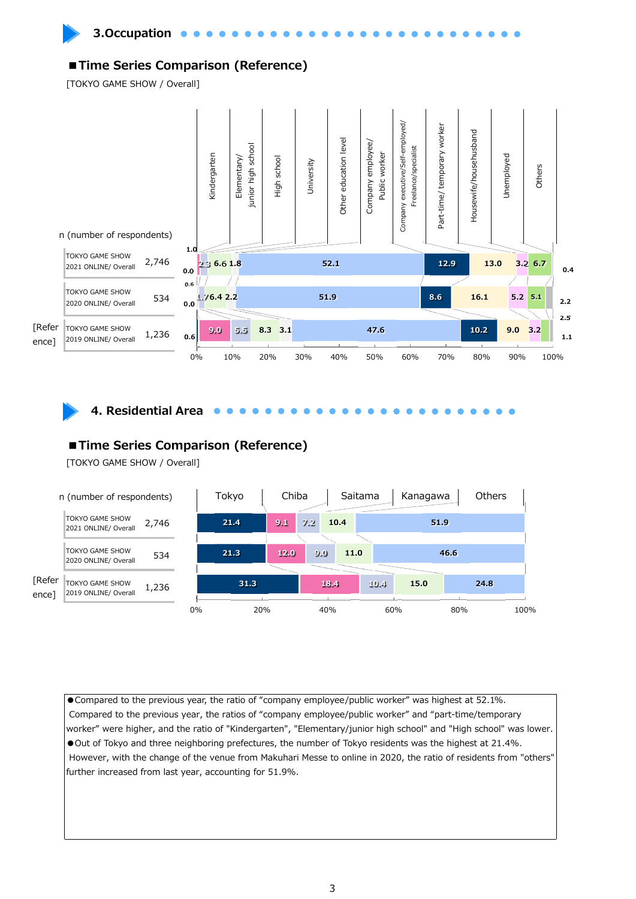## 3.Occupation

### ■Time Series Comparison (Reference)

[TOKYO GAME SHOW / Overall]

| | n (number of respondents) | Kindergarten | Elementary/ junior high school | High school | University | Other education level | Company employee/ Public worker | Company executive/Self-employed/ Freelance/specialist | Part-time/ temporary worker | Housewife/househusband | Unemployed | Others |
|---|---|---|---|---|---|---|---|---|---|---|---|---|
| TOKYO GAME SHOW 2021 ONLINE/ Overall | 2,746 | 1.0 | 2.3 | 6.6 | 1.8 | 0.0 | 52.1 | 12.9 | 13.0 | 3.2 | 6.7 | 0.4 |
| TOKYO GAME SHOW 2020 ONLINE/ Overall | 534 | 0.6 | 1.7 | 6.4 | 2.2 | 0.0 | 51.9 | 8.6 | 16.1 | 5.2 | 5.1 | 2.2 |
| [Reference] TOKYO GAME SHOW 2019 ONLINE/ Overall | 1,236 | 0.6 | 9.0 | 5.5 | 8.3 | 3.1 | 47.6 | 10.2 | 9.0 | 3.2 | 2.5 | 1.1 |

## 4. Residential Area

### ■Time Series Comparison (Reference)

[TOKYO GAME SHOW / Overall]

| | n (number of respondents) | Tokyo | Chiba | Saitama | Kanagawa | Others |
|---|---|---|---|---|---|---|
| TOKYO GAME SHOW 2021 ONLINE/ Overall | 2,746 | 21.4 | 9.1 | 7.2 | 10.4 | 51.9 |
| TOKYO GAME SHOW 2020 ONLINE/ Overall | 534 | 21.3 | 12.0 | 9.0 | 11.0 | 46.6 |
| [Reference] TOKYO GAME SHOW 2019 ONLINE/ Overall | 1,236 | 31.3 | 18.4 | 10.4 | 15.0 | 24.8 |

●Compared to the previous year, the ratio of “company employee/public worker” was highest at 52.1%.
Compared to the previous year, the ratios of “company employee/public worker” and “part-time/temporary worker” were higher, and the ratio of "Kindergarten", "Elementary/junior high school" and "High school" was lower.
●Out of Tokyo and three neighboring prefectures, the number of Tokyo residents was the highest at 21.4%.
However, with the change of the venue from Makuhari Messe to online in 2020, the ratio of residents from "others" further increased from last year, accounting for 51.9%.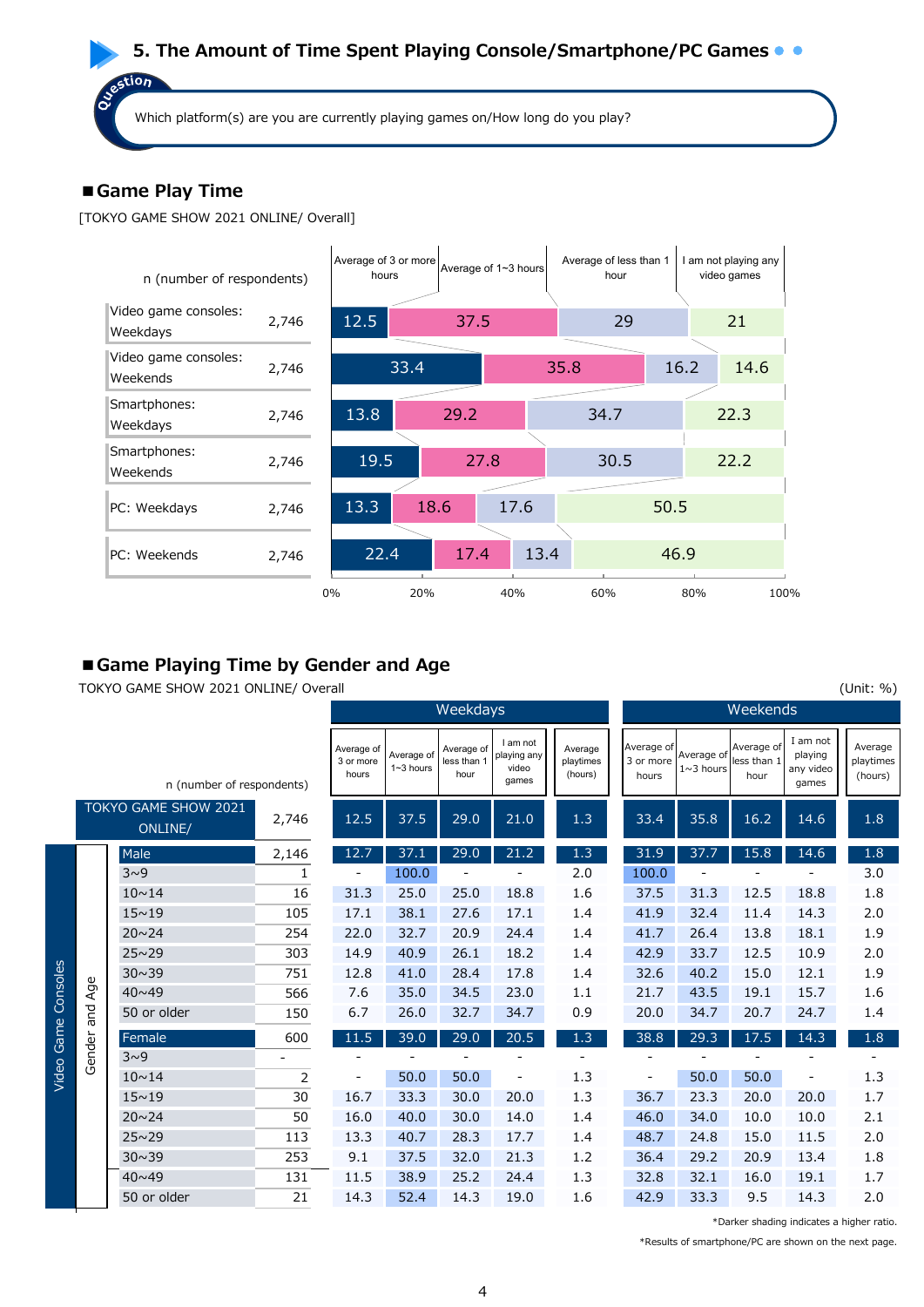## 5. The Amount of Time Spent Playing Console/Smartphone/PC Games

**Question**: Which platform(s) are you are currently playing games on/How long do you play?

### ■Game Play Time

[TOKYO GAME SHOW 2021 ONLINE/ Overall]

| | n (number of respondents) | Average of 3 or more hours | Average of 1~3 hours | Average of less than 1 hour | I am not playing any video games |
|---|---|---|---|---|---|
| Video game consoles: Weekdays | 2,746 | 12.5 | 37.5 | 29 | 21 |
| Video game consoles: Weekends | 2,746 | 33.4 | 35.8 | 16.2 | 14.6 |
| Smartphones: Weekdays | 2,746 | 13.8 | 29.2 | 34.7 | 22.3 |
| Smartphones: Weekends | 2,746 | 19.5 | 27.8 | 30.5 | 22.2 |
| PC: Weekdays | 2,746 | 13.3 | 18.6 | 17.6 | 50.5 |
| PC: Weekends | 2,746 | 22.4 | 17.4 | 13.4 | 46.9 |

### ■Game Playing Time by Gender and Age

TOKYO GAME SHOW 2021 ONLINE/ Overall (Unit: %)

Video Game Consoles — Gender and Age

| | n (number of respondents) | Weekdays: Average of 3 or more hours | Weekdays: Average of 1~3 hours | Weekdays: Average of less than 1 hour | Weekdays: I am not playing any video games | Weekdays: Average playtimes (hours) | Weekends: Average of 3 or more hours | Weekends: Average of 1~3 hours | Weekends: Average of less than 1 hour | Weekends: I am not playing any video games | Weekends: Average playtimes (hours) |
|---|---|---|---|---|---|---|---|---|---|---|---|
| TOKYO GAME SHOW 2021 ONLINE/ | 2,746 | 12.5 | 37.5 | 29.0 | 21.0 | 1.3 | 33.4 | 35.8 | 16.2 | 14.6 | 1.8 |
| Male | 2,146 | 12.7 | 37.1 | 29.0 | 21.2 | 1.3 | 31.9 | 37.7 | 15.8 | 14.6 | 1.8 |
| 3~9 | 1 | - | 100.0 | - | - | 2.0 | 100.0 | - | - | - | 3.0 |
| 10~14 | 16 | 31.3 | 25.0 | 25.0 | 18.8 | 1.6 | 37.5 | 31.3 | 12.5 | 18.8 | 1.8 |
| 15~19 | 105 | 17.1 | 38.1 | 27.6 | 17.1 | 1.4 | 41.9 | 32.4 | 11.4 | 14.3 | 2.0 |
| 20~24 | 254 | 22.0 | 32.7 | 20.9 | 24.4 | 1.4 | 41.7 | 26.4 | 13.8 | 18.1 | 1.9 |
| 25~29 | 303 | 14.9 | 40.9 | 26.1 | 18.2 | 1.4 | 42.9 | 33.7 | 12.5 | 10.9 | 2.0 |
| 30~39 | 751 | 12.8 | 41.0 | 28.4 | 17.8 | 1.4 | 32.6 | 40.2 | 15.0 | 12.1 | 1.9 |
| 40~49 | 566 | 7.6 | 35.0 | 34.5 | 23.0 | 1.1 | 21.7 | 43.5 | 19.1 | 15.7 | 1.6 |
| 50 or older | 150 | 6.7 | 26.0 | 32.7 | 34.7 | 0.9 | 20.0 | 34.7 | 20.7 | 24.7 | 1.4 |
| Female | 600 | 11.5 | 39.0 | 29.0 | 20.5 | 1.3 | 38.8 | 29.3 | 17.5 | 14.3 | 1.8 |
| 3~9 | - | - | - | - | - | - | - | - | - | - | - |
| 10~14 | 2 | - | 50.0 | 50.0 | - | 1.3 | - | 50.0 | 50.0 | - | 1.3 |
| 15~19 | 30 | 16.7 | 33.3 | 30.0 | 20.0 | 1.3 | 36.7 | 23.3 | 20.0 | 20.0 | 1.7 |
| 20~24 | 50 | 16.0 | 40.0 | 30.0 | 14.0 | 1.4 | 46.0 | 34.0 | 10.0 | 10.0 | 2.1 |
| 25~29 | 113 | 13.3 | 40.7 | 28.3 | 17.7 | 1.4 | 48.7 | 24.8 | 15.0 | 11.5 | 2.0 |
| 30~39 | 253 | 9.1 | 37.5 | 32.0 | 21.3 | 1.2 | 36.4 | 29.2 | 20.9 | 13.4 | 1.8 |
| 40~49 | 131 | 11.5 | 38.9 | 25.2 | 24.4 | 1.3 | 32.8 | 32.1 | 16.0 | 19.1 | 1.7 |
| 50 or older | 21 | 14.3 | 52.4 | 14.3 | 19.0 | 1.6 | 42.9 | 33.3 | 9.5 | 14.3 | 2.0 |

*Darker shading indicates a higher ratio.

*Results of smartphone/PC are shown on the next page.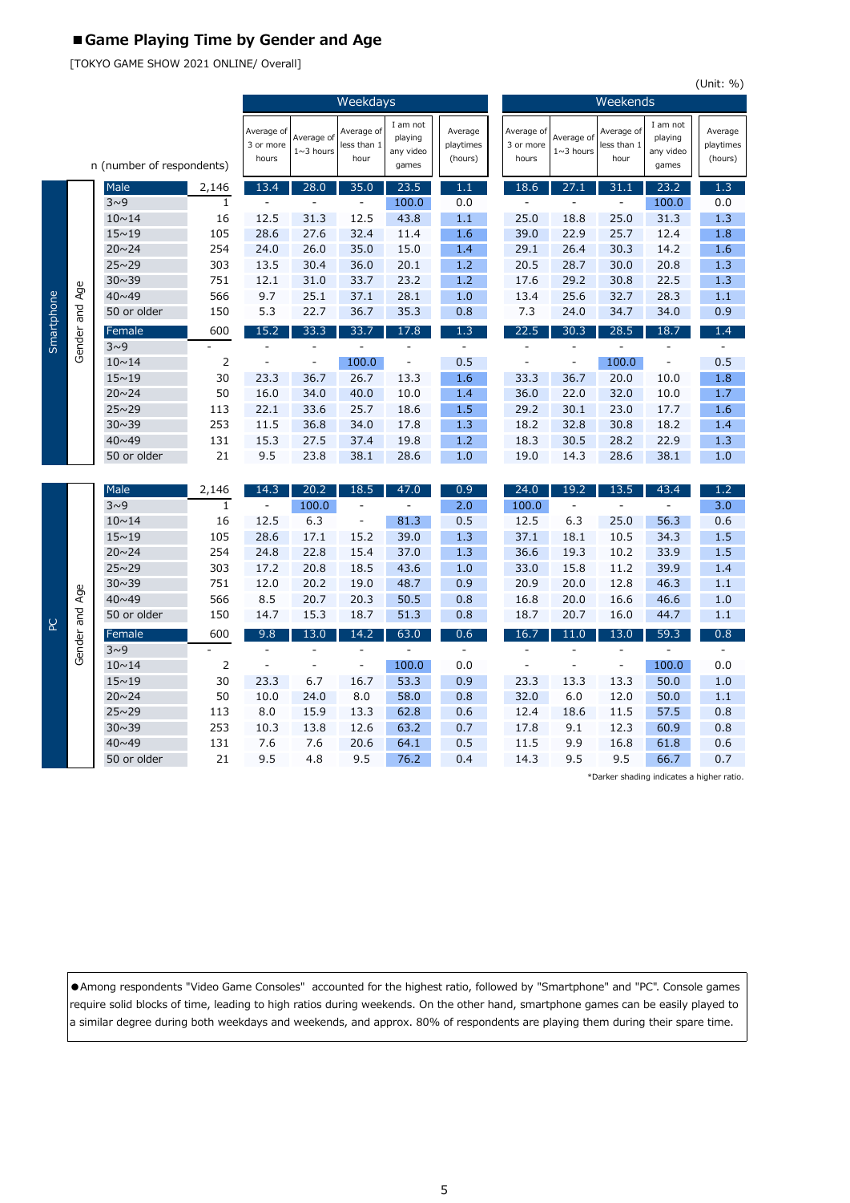## ■Game Playing Time by Gender and Age

[TOKYO GAME SHOW 2021 ONLINE/ Overall]

(Unit: %)

| | | | n (number of respondents) | Weekdays | | | | | Weekends | | | | |
|---|---|---|---|---|---|---|---|---|---|---|---|---|---|
| | | | | Average of 3 or more hours | Average of 1~3 hours | Average of less than 1 hour | I am not playing any video games | Average playtimes (hours) | Average of 3 or more hours | Average of 1~3 hours | Average of less than 1 hour | I am not playing any video games | Average playtimes (hours) |
| Smartphone | Gender and Age | Male | 2,146 | 13.4 | 28.0 | 35.0 | 23.5 | 1.1 | 18.6 | 27.1 | 31.1 | 23.2 | 1.3 |
| | | 3~9 | 1 | - | - | - | 100.0 | 0.0 | - | - | - | 100.0 | 0.0 |
| | | 10~14 | 16 | 12.5 | 31.3 | 12.5 | 43.8 | 1.1 | 25.0 | 18.8 | 25.0 | 31.3 | 1.3 |
| | | 15~19 | 105 | 28.6 | 27.6 | 32.4 | 11.4 | 1.6 | 39.0 | 22.9 | 25.7 | 12.4 | 1.8 |
| | | 20~24 | 254 | 24.0 | 26.0 | 35.0 | 15.0 | 1.4 | 29.1 | 26.4 | 30.3 | 14.2 | 1.6 |
| | | 25~29 | 303 | 13.5 | 30.4 | 36.0 | 20.1 | 1.2 | 20.5 | 28.7 | 30.0 | 20.8 | 1.3 |
| | | 30~39 | 751 | 12.1 | 31.0 | 33.7 | 23.2 | 1.2 | 17.6 | 29.2 | 30.8 | 22.5 | 1.3 |
| | | 40~49 | 566 | 9.7 | 25.1 | 37.1 | 28.1 | 1.0 | 13.4 | 25.6 | 32.7 | 28.3 | 1.1 |
| | | 50 or older | 150 | 5.3 | 22.7 | 36.7 | 35.3 | 0.8 | 7.3 | 24.0 | 34.7 | 34.0 | 0.9 |
| | | Female | 600 | 15.2 | 33.3 | 33.7 | 17.8 | 1.3 | 22.5 | 30.3 | 28.5 | 18.7 | 1.4 |
| | | 3~9 | - | - | - | - | - | - | - | - | - | - | - |
| | | 10~14 | 2 | - | - | 100.0 | - | 0.5 | - | - | 100.0 | - | 0.5 |
| | | 15~19 | 30 | 23.3 | 36.7 | 26.7 | 13.3 | 1.6 | 33.3 | 36.7 | 20.0 | 10.0 | 1.8 |
| | | 20~24 | 50 | 16.0 | 34.0 | 40.0 | 10.0 | 1.4 | 36.0 | 22.0 | 32.0 | 10.0 | 1.7 |
| | | 25~29 | 113 | 22.1 | 33.6 | 25.7 | 18.6 | 1.5 | 29.2 | 30.1 | 23.0 | 17.7 | 1.6 |
| | | 30~39 | 253 | 11.5 | 36.8 | 34.0 | 17.8 | 1.3 | 18.2 | 32.8 | 30.8 | 18.2 | 1.4 |
| | | 40~49 | 131 | 15.3 | 27.5 | 37.4 | 19.8 | 1.2 | 18.3 | 30.5 | 28.2 | 22.9 | 1.3 |
| | | 50 or older | 21 | 9.5 | 23.8 | 38.1 | 28.6 | 1.0 | 19.0 | 14.3 | 28.6 | 38.1 | 1.0 |
| PC | Gender and Age | Male | 2,146 | 14.3 | 20.2 | 18.5 | 47.0 | 0.9 | 24.0 | 19.2 | 13.5 | 43.4 | 1.2 |
| | | 3~9 | 1 | - | 100.0 | - | - | 2.0 | 100.0 | - | - | - | 3.0 |
| | | 10~14 | 16 | 12.5 | 6.3 | - | 81.3 | 0.5 | 12.5 | 6.3 | 25.0 | 56.3 | 0.6 |
| | | 15~19 | 105 | 28.6 | 17.1 | 15.2 | 39.0 | 1.3 | 37.1 | 18.1 | 10.5 | 34.3 | 1.5 |
| | | 20~24 | 254 | 24.8 | 22.8 | 15.4 | 37.0 | 1.3 | 36.6 | 19.3 | 10.2 | 33.9 | 1.5 |
| | | 25~29 | 303 | 17.2 | 20.8 | 18.5 | 43.6 | 1.0 | 33.0 | 15.8 | 11.2 | 39.9 | 1.4 |
| | | 30~39 | 751 | 12.0 | 20.2 | 19.0 | 48.7 | 0.9 | 20.9 | 20.0 | 12.8 | 46.3 | 1.1 |
| | | 40~49 | 566 | 8.5 | 20.7 | 20.3 | 50.5 | 0.8 | 16.8 | 20.0 | 16.6 | 46.6 | 1.0 |
| | | 50 or older | 150 | 14.7 | 15.3 | 18.7 | 51.3 | 0.8 | 18.7 | 20.7 | 16.0 | 44.7 | 1.1 |
| | | Female | 600 | 9.8 | 13.0 | 14.2 | 63.0 | 0.6 | 16.7 | 11.0 | 13.0 | 59.3 | 0.8 |
| | | 3~9 | - | - | - | - | - | - | - | - | - | - | - |
| | | 10~14 | 2 | - | - | - | 100.0 | 0.0 | - | - | - | 100.0 | 0.0 |
| | | 15~19 | 30 | 23.3 | 6.7 | 16.7 | 53.3 | 0.9 | 23.3 | 13.3 | 13.3 | 50.0 | 1.0 |
| | | 20~24 | 50 | 10.0 | 24.0 | 8.0 | 58.0 | 0.8 | 32.0 | 6.0 | 12.0 | 50.0 | 1.1 |
| | | 25~29 | 113 | 8.0 | 15.9 | 13.3 | 62.8 | 0.6 | 12.4 | 18.6 | 11.5 | 57.5 | 0.8 |
| | | 30~39 | 253 | 10.3 | 13.8 | 12.6 | 63.2 | 0.7 | 17.8 | 9.1 | 12.3 | 60.9 | 0.8 |
| | | 40~49 | 131 | 7.6 | 7.6 | 20.6 | 64.1 | 0.5 | 11.5 | 9.9 | 16.8 | 61.8 | 0.6 |
| | | 50 or older | 21 | 9.5 | 4.8 | 9.5 | 76.2 | 0.4 | 14.3 | 9.5 | 9.5 | 66.7 | 0.7 |

*Darker shading indicates a higher ratio.

●Among respondents "Video Game Consoles" accounted for the highest ratio, followed by "Smartphone" and "PC". Console games require solid blocks of time, leading to high ratios during weekends. On the other hand, smartphone games can be easily played to a similar degree during both weekdays and weekends, and approx. 80% of respondents are playing them during their spare time.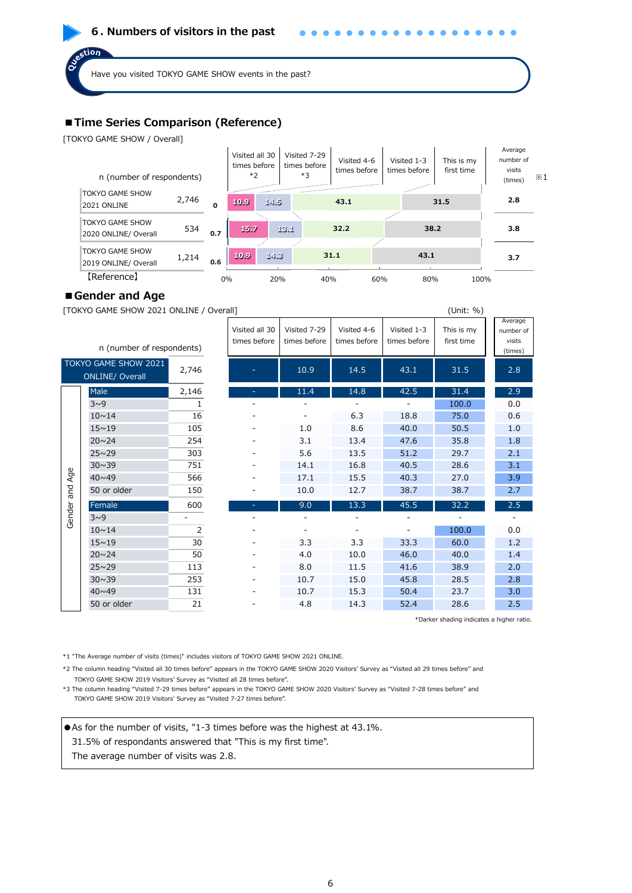## 6. Numbers of visitors in the past

**Question:** Have you visited TOKYO GAME SHOW events in the past?

### ■Time Series Comparison (Reference)

[TOKYO GAME SHOW / Overall]

| | n (number of respondents) | Visited all 30 times before *2 | Visited 7-29 times before *3 | Visited 4-6 times before | Visited 1-3 times before | This is my first time | Average number of visits (times) ※1 |
|---|---|---|---|---|---|---|---|
| TOKYO GAME SHOW 2021 ONLINE | 2,746 | 0 | 10.9 | 14.5 | 43.1 | 31.5 | 2.8 |
| TOKYO GAME SHOW 2020 ONLINE/ Overall | 534 | 0.7 | 15.7 | 13.1 | 32.2 | 38.2 | 3.8 |
| TOKYO GAME SHOW 2019 ONLINE/ Overall 【Reference】 | 1,214 | 0.6 | 10.9 | 14.3 | 31.1 | 43.1 | 3.7 |

### ■Gender and Age

[TOKYO GAME SHOW 2021 ONLINE / Overall] (Unit: %)

| | | n (number of respondents) | Visited all 30 times before | Visited 7-29 times before | Visited 4-6 times before | Visited 1-3 times before | This is my first time | Average number of visits (times) |
|---|---|---|---|---|---|---|---|---|
| TOKYO GAME SHOW 2021 ONLINE/ Overall | | 2,746 | - | 10.9 | 14.5 | 43.1 | 31.5 | 2.8 |
| Gender and Age | Male | 2,146 | - | 11.4 | 14.8 | 42.5 | 31.4 | 2.9 |
| | 3~9 | 1 | - | - | - | - | 100.0 | 0.0 |
| | 10~14 | 16 | - | - | 6.3 | 18.8 | 75.0 | 0.6 |
| | 15~19 | 105 | - | 1.0 | 8.6 | 40.0 | 50.5 | 1.0 |
| | 20~24 | 254 | - | 3.1 | 13.4 | 47.6 | 35.8 | 1.8 |
| | 25~29 | 303 | - | 5.6 | 13.5 | 51.2 | 29.7 | 2.1 |
| | 30~39 | 751 | - | 14.1 | 16.8 | 40.5 | 28.6 | 3.1 |
| | 40~49 | 566 | - | 17.1 | 15.5 | 40.3 | 27.0 | 3.9 |
| | 50 or older | 150 | - | 10.0 | 12.7 | 38.7 | 38.7 | 2.7 |
| | Female | 600 | - | 9.0 | 13.3 | 45.5 | 32.2 | 2.5 |
| | 3~9 | - | - | - | - | - | - | - |
| | 10~14 | 2 | - | - | - | - | 100.0 | 0.0 |
| | 15~19 | 30 | - | 3.3 | 3.3 | 33.3 | 60.0 | 1.2 |
| | 20~24 | 50 | - | 4.0 | 10.0 | 46.0 | 40.0 | 1.4 |
| | 25~29 | 113 | - | 8.0 | 11.5 | 41.6 | 38.9 | 2.0 |
| | 30~39 | 253 | - | 10.7 | 15.0 | 45.8 | 28.5 | 2.8 |
| | 40~49 | 131 | - | 10.7 | 15.3 | 50.4 | 23.7 | 3.0 |
| | 50 or older | 21 | - | 4.8 | 14.3 | 52.4 | 28.6 | 2.5 |

*Darker shading indicates a higher ratio.

*1 "The Average number of visits (times)" includes visitors of TOKYO GAME SHOW 2021 ONLINE.

*2 The column heading "Visited all 30 times before" appears in the TOKYO GAME SHOW 2020 Visitors' Survey as "Visited all 29 times before" and TOKYO GAME SHOW 2019 Visitors' Survey as "Visited all 28 times before".

*3 The column heading "Visited 7-29 times before" appears in the TOKYO GAME SHOW 2020 Visitors' Survey as "Visited 7-28 times before" and TOKYO GAME SHOW 2019 Visitors' Survey as "Visited 7-27 times before".

●As for the number of visits, "1-3 times before was the highest at 43.1%.
31.5% of respondants answered that "This is my first time".
The average number of visits was 2.8.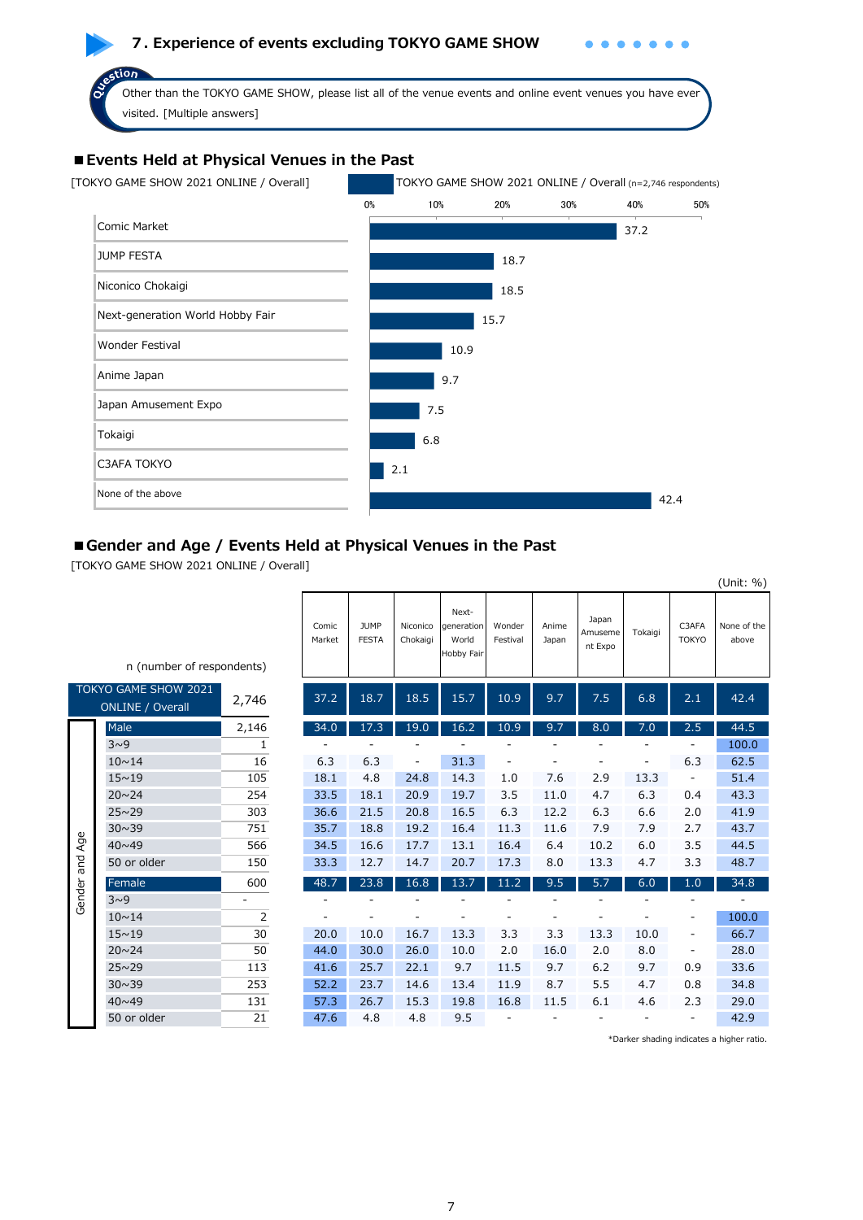## 7. Experience of events excluding TOKYO GAME SHOW

**Question:** Other than the TOKYO GAME SHOW, please list all of the venue events and online event venues you have ever visited. [Multiple answers]

### ■Events Held at Physical Venues in the Past

[TOKYO GAME SHOW 2021 ONLINE / Overall]

TOKYO GAME SHOW 2021 ONLINE / Overall (n=2,746 respondents)

| Event | % |
|---|---|
| Comic Market | 37.2 |
| JUMP FESTA | 18.7 |
| Niconico Chokaigi | 18.5 |
| Next-generation World Hobby Fair | 15.7 |
| Wonder Festival | 10.9 |
| Anime Japan | 9.7 |
| Japan Amusement Expo | 7.5 |
| Tokaigi | 6.8 |
| C3AFA TOKYO | 2.1 |
| None of the above | 42.4 |

### ■Gender and Age / Events Held at Physical Venues in the Past

[TOKYO GAME SHOW 2021 ONLINE / Overall]

(Unit: %)

| | | n (number of respondents) | Comic Market | JUMP FESTA | Niconico Chokaigi | Next-generation World Hobby Fair | Wonder Festival | Anime Japan | Japan Amusement Expo | Tokaigi | C3AFA TOKYO | None of the above |
|---|---|---|---|---|---|---|---|---|---|---|---|---|
| TOKYO GAME SHOW 2021 ONLINE / Overall | | 2,746 | 37.2 | 18.7 | 18.5 | 15.7 | 10.9 | 9.7 | 7.5 | 6.8 | 2.1 | 42.4 |
| Gender and Age | Male | 2,146 | 34.0 | 17.3 | 19.0 | 16.2 | 10.9 | 9.7 | 8.0 | 7.0 | 2.5 | 44.5 |
| | 3~9 | 1 | - | - | - | - | - | - | - | - | - | 100.0 |
| | 10~14 | 16 | 6.3 | 6.3 | - | 31.3 | - | - | - | - | 6.3 | 62.5 |
| | 15~19 | 105 | 18.1 | 4.8 | 24.8 | 14.3 | 1.0 | 7.6 | 2.9 | 13.3 | - | 51.4 |
| | 20~24 | 254 | 33.5 | 18.1 | 20.9 | 19.7 | 3.5 | 11.0 | 4.7 | 6.3 | 0.4 | 43.3 |
| | 25~29 | 303 | 36.6 | 21.5 | 20.8 | 16.5 | 6.3 | 12.2 | 6.3 | 6.6 | 2.0 | 41.9 |
| | 30~39 | 751 | 35.7 | 18.8 | 19.2 | 16.4 | 11.3 | 11.6 | 7.9 | 7.9 | 2.7 | 43.7 |
| | 40~49 | 566 | 34.5 | 16.6 | 17.7 | 13.1 | 16.4 | 6.4 | 10.2 | 6.0 | 3.5 | 44.5 |
| | 50 or older | 150 | 33.3 | 12.7 | 14.7 | 20.7 | 17.3 | 8.0 | 13.3 | 4.7 | 3.3 | 48.7 |
| | Female | 600 | 48.7 | 23.8 | 16.8 | 13.7 | 11.2 | 9.5 | 5.7 | 6.0 | 1.0 | 34.8 |
| | 3~9 | - | - | - | - | - | - | - | - | - | - | - |
| | 10~14 | 2 | - | - | - | - | - | - | - | - | - | 100.0 |
| | 15~19 | 30 | 20.0 | 10.0 | 16.7 | 13.3 | 3.3 | 3.3 | 13.3 | 10.0 | - | 66.7 |
| | 20~24 | 50 | 44.0 | 30.0 | 26.0 | 10.0 | 2.0 | 16.0 | 2.0 | 8.0 | - | 28.0 |
| | 25~29 | 113 | 41.6 | 25.7 | 22.1 | 9.7 | 11.5 | 9.7 | 6.2 | 9.7 | 0.9 | 33.6 |
| | 30~39 | 253 | 52.2 | 23.7 | 14.6 | 13.4 | 11.9 | 8.7 | 5.5 | 4.7 | 0.8 | 34.8 |
| | 40~49 | 131 | 57.3 | 26.7 | 15.3 | 19.8 | 16.8 | 11.5 | 6.1 | 4.6 | 2.3 | 29.0 |
| | 50 or older | 21 | 47.6 | 4.8 | 4.8 | 9.5 | - | - | - | - | - | 42.9 |

*Darker shading indicates a higher ratio.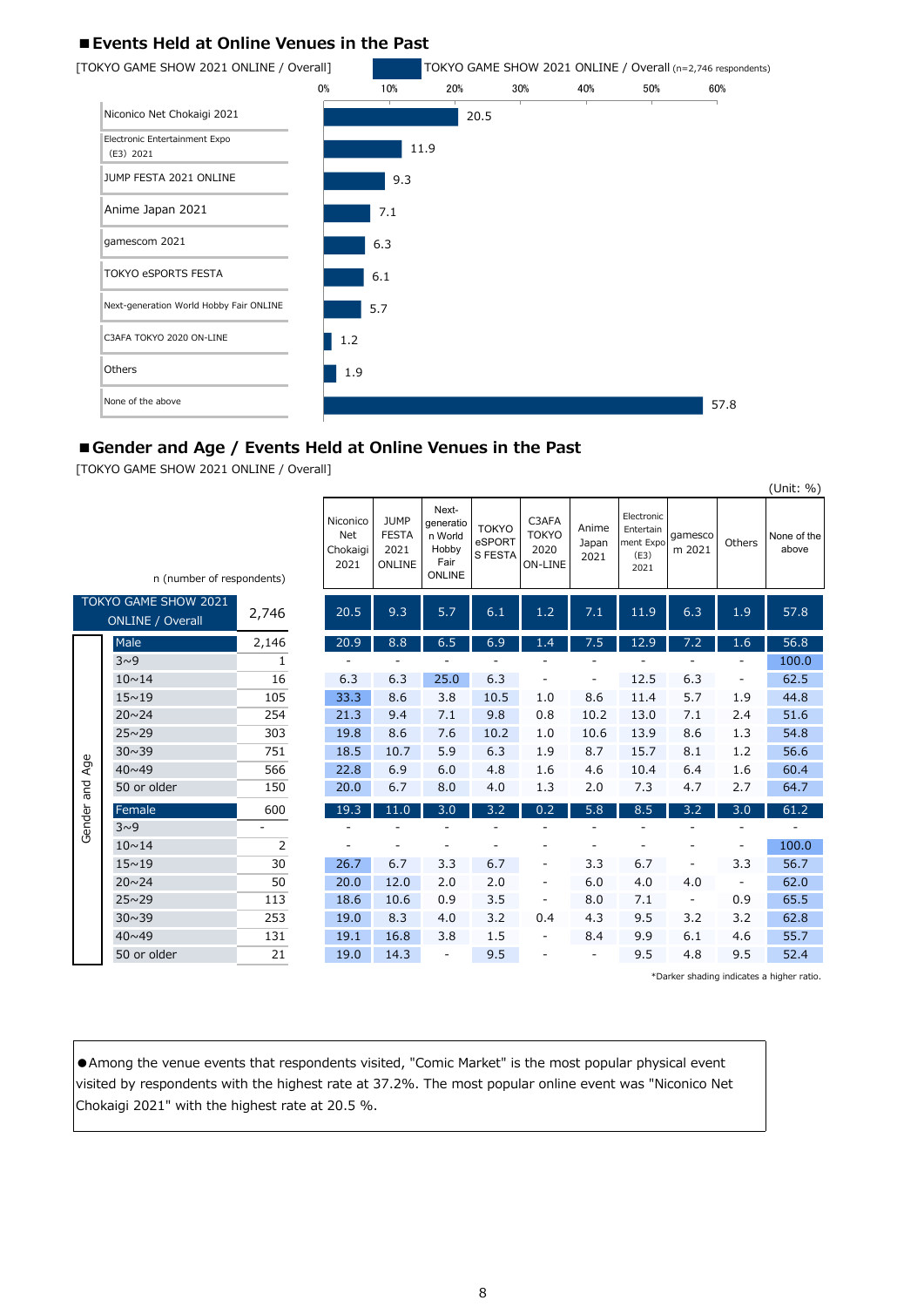## ■Events Held at Online Venues in the Past

[TOKYO GAME SHOW 2021 ONLINE / Overall]

TOKYO GAME SHOW 2021 ONLINE / Overall (n=2,746 respondents)

| Event | % |
|---|---|
| Niconico Net Chokaigi 2021 | 20.5 |
| Electronic Entertainment Expo (E3) 2021 | 11.9 |
| JUMP FESTA 2021 ONLINE | 9.3 |
| Anime Japan 2021 | 7.1 |
| gamescom 2021 | 6.3 |
| TOKYO eSPORTS FESTA | 6.1 |
| Next-generation World Hobby Fair ONLINE | 5.7 |
| C3AFA TOKYO 2020 ON-LINE | 1.2 |
| Others | 1.9 |
| None of the above | 57.8 |

## ■Gender and Age / Events Held at Online Venues in the Past

[TOKYO GAME SHOW 2021 ONLINE / Overall]

(Unit: %)

| | | n (number of respondents) | Niconico Net Chokaigi 2021 | JUMP FESTA 2021 ONLINE | Next-generation World Hobby Fair ONLINE | TOKYO eSPORTS FESTA | C3AFA TOKYO 2020 ON-LINE | Anime Japan 2021 | Electronic Entertainment Expo (E3) 2021 | gamescom 2021 | Others | None of the above |
|---|---|---|---|---|---|---|---|---|---|---|---|---|
| TOKYO GAME SHOW 2021 ONLINE / Overall | | 2,746 | 20.5 | 9.3 | 5.7 | 6.1 | 1.2 | 7.1 | 11.9 | 6.3 | 1.9 | 57.8 |
| Gender and Age | Male | 2,146 | 20.9 | 8.8 | 6.5 | 6.9 | 1.4 | 7.5 | 12.9 | 7.2 | 1.6 | 56.8 |
| | 3～9 | 1 | - | - | - | - | - | - | - | - | - | 100.0 |
| | 10～14 | 16 | 6.3 | 6.3 | 25.0 | 6.3 | - | - | 12.5 | 6.3 | - | 62.5 |
| | 15～19 | 105 | 33.3 | 8.6 | 3.8 | 10.5 | 1.0 | 8.6 | 11.4 | 5.7 | 1.9 | 44.8 |
| | 20～24 | 254 | 21.3 | 9.4 | 7.1 | 9.8 | 0.8 | 10.2 | 13.0 | 7.1 | 2.4 | 51.6 |
| | 25～29 | 303 | 19.8 | 8.6 | 7.6 | 10.2 | 1.0 | 10.6 | 13.9 | 8.6 | 1.3 | 54.8 |
| | 30～39 | 751 | 18.5 | 10.7 | 5.9 | 6.3 | 1.9 | 8.7 | 15.7 | 8.1 | 1.2 | 56.6 |
| | 40～49 | 566 | 22.8 | 6.9 | 6.0 | 4.8 | 1.6 | 4.6 | 10.4 | 6.4 | 1.6 | 60.4 |
| | 50 or older | 150 | 20.0 | 6.7 | 8.0 | 4.0 | 1.3 | 2.0 | 7.3 | 4.7 | 2.7 | 64.7 |
| | Female | 600 | 19.3 | 11.0 | 3.0 | 3.2 | 0.2 | 5.8 | 8.5 | 3.2 | 3.0 | 61.2 |
| | 3～9 | - | - | - | - | - | - | - | - | - | - | - |
| | 10～14 | 2 | - | - | - | - | - | - | - | - | - | 100.0 |
| | 15～19 | 30 | 26.7 | 6.7 | 3.3 | 6.7 | - | 3.3 | 6.7 | - | 3.3 | 56.7 |
| | 20～24 | 50 | 20.0 | 12.0 | 2.0 | 2.0 | - | 6.0 | 4.0 | 4.0 | - | 62.0 |
| | 25～29 | 113 | 18.6 | 10.6 | 0.9 | 3.5 | - | 8.0 | 7.1 | - | 0.9 | 65.5 |
| | 30～39 | 253 | 19.0 | 8.3 | 4.0 | 3.2 | 0.4 | 4.3 | 9.5 | 3.2 | 3.2 | 62.8 |
| | 40～49 | 131 | 19.1 | 16.8 | 3.8 | 1.5 | - | 8.4 | 9.9 | 6.1 | 4.6 | 55.7 |
| | 50 or older | 21 | 19.0 | 14.3 | - | 9.5 | - | - | 9.5 | 4.8 | 9.5 | 52.4 |

*Darker shading indicates a higher ratio.

●Among the venue events that respondents visited, "Comic Market" is the most popular physical event visited by respondents with the highest rate at 37.2%. The most popular online event was "Niconico Net Chokaigi 2021" with the highest rate at 20.5 %.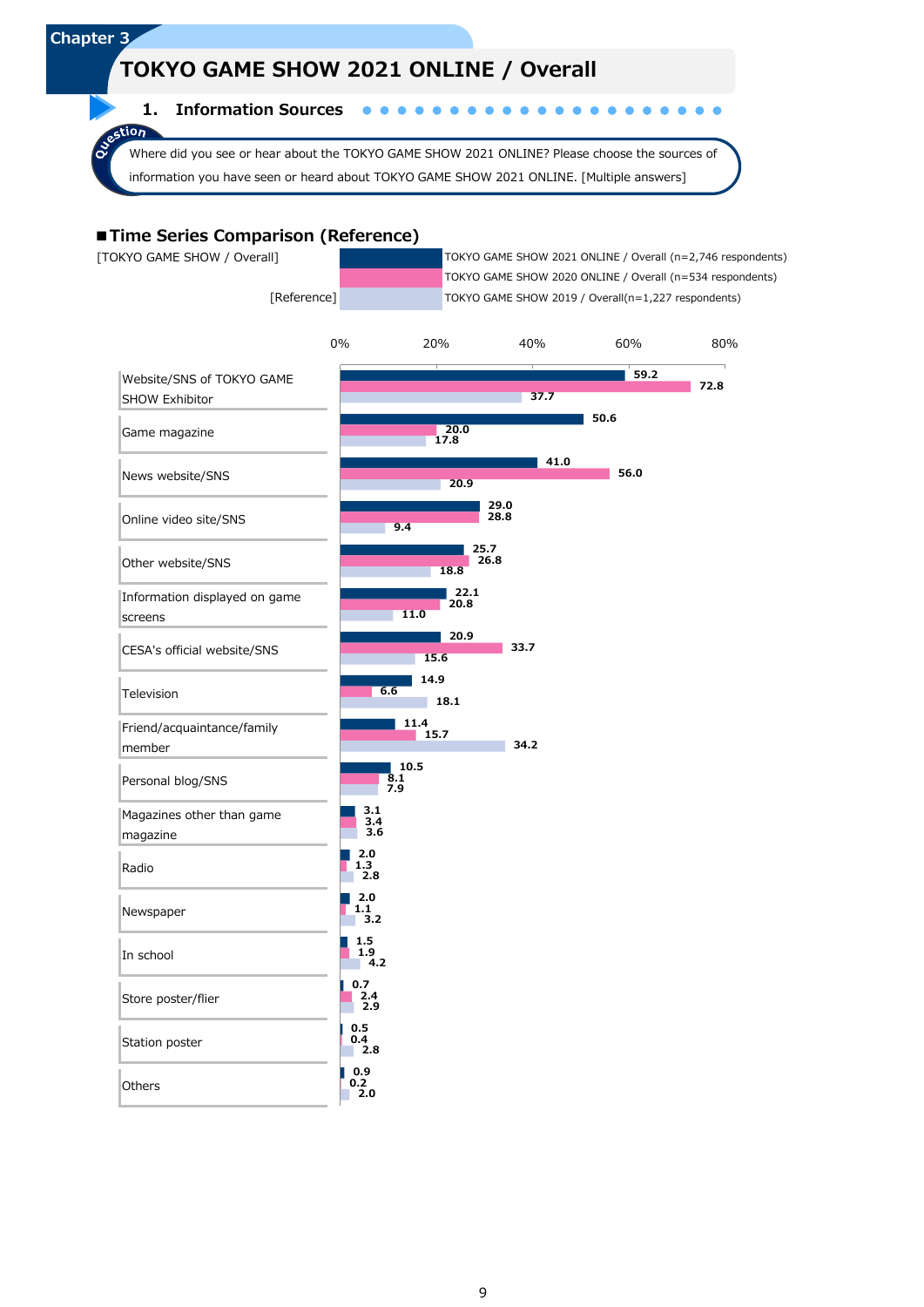Chapter 3

# TOKYO GAME SHOW 2021 ONLINE / Overall

## 1. Information Sources

**Question:** Where did you see or hear about the TOKYO GAME SHOW 2021 ONLINE? Please choose the sources of information you have seen or heard about TOKYO GAME SHOW 2021 ONLINE. [Multiple answers]

### ■Time Series Comparison (Reference)

[TOKYO GAME SHOW / Overall]

| | TOKYO GAME SHOW 2021 ONLINE / Overall (n=2,746 respondents) | TOKYO GAME SHOW 2020 ONLINE / Overall (n=534 respondents) | [Reference] TOKYO GAME SHOW 2019 / Overall(n=1,227 respondents) |
|---|---|---|---|
| Website/SNS of TOKYO GAME SHOW Exhibitor | 59.2 | 72.8 | 37.7 |
| Game magazine | 50.6 | 20.0 | 17.8 |
| News website/SNS | 41.0 | 56.0 | 20.9 |
| Online video site/SNS | 29.0 | 28.8 | 9.4 |
| Other website/SNS | 25.7 | 26.8 | 18.8 |
| Information displayed on game screens | 22.1 | 20.8 | 11.0 |
| CESA's official website/SNS | 20.9 | 33.7 | 15.6 |
| Television | 14.9 | 6.6 | 18.1 |
| Friend/acquaintance/family member | 11.4 | 15.7 | 34.2 |
| Personal blog/SNS | 10.5 | 8.1 | 7.9 |
| Magazines other than game magazine | 3.1 | 3.4 | 3.6 |
| Radio | 2.0 | 1.3 | 2.8 |
| Newspaper | 2.0 | 1.1 | 3.2 |
| In school | 1.5 | 1.9 | 4.2 |
| Store poster/flier | 0.7 | 2.4 | 2.9 |
| Station poster | 0.5 | 0.4 | 2.8 |
| Others | 0.9 | 0.2 | 2.0 |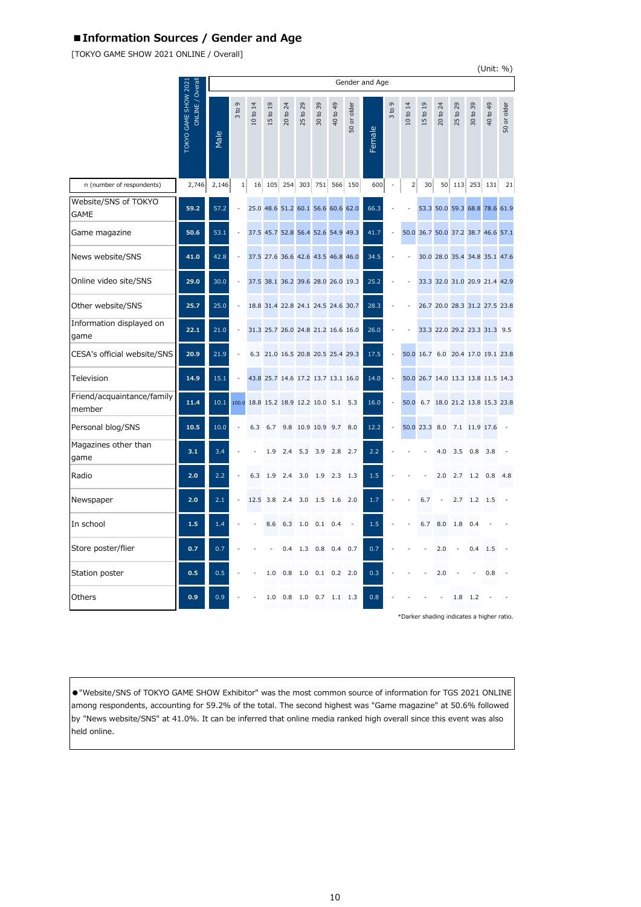## ■Information Sources / Gender and Age

[TOKYO GAME SHOW 2021 ONLINE / Overall]

(Unit: %)

| | TOKYO GAME SHOW 2021 ONLINE / Overall | Gender and Age | | | | | | | | | | | | | | | | | |
|---|---|---|---|---|---|---|---|---|---|---|---|---|---|---|---|---|---|---|---|
| | | Male | 3 to 9 | 10 to 14 | 15 to 19 | 20 to 24 | 25 to 29 | 30 to 39 | 40 to 49 | 50 or older | Female | 3 to 9 | 10 to 14 | 15 to 19 | 20 to 24 | 25 to 29 | 30 to 39 | 40 to 49 | 50 or older |
| n (number of respondents) | 2,746 | 2,146 | 1 | 16 | 105 | 254 | 303 | 751 | 566 | 150 | 600 | - | 2 | 30 | 50 | 113 | 253 | 131 | 21 |
| Website/SNS of TOKYO GAME | 59.2 | 57.2 | - | 25.0 | 48.6 | 51.2 | 60.1 | 56.6 | 60.6 | 62.0 | 66.3 | - | - | 53.3 | 50.0 | 59.3 | 68.8 | 78.6 | 61.9 |
| Game magazine | 50.6 | 53.1 | - | 37.5 | 45.7 | 52.8 | 56.4 | 52.6 | 54.9 | 49.3 | 41.7 | - | 50.0 | 36.7 | 50.0 | 37.2 | 38.7 | 46.6 | 57.1 |
| News website/SNS | 41.0 | 42.8 | - | 37.5 | 27.6 | 36.6 | 42.6 | 43.5 | 46.8 | 46.0 | 34.5 | - | - | 30.0 | 28.0 | 35.4 | 34.8 | 35.1 | 47.6 |
| Online video site/SNS | 29.0 | 30.0 | - | 37.5 | 38.1 | 36.2 | 39.6 | 28.0 | 26.0 | 19.3 | 25.2 | - | - | 33.3 | 32.0 | 31.0 | 20.9 | 21.4 | 42.9 |
| Other website/SNS | 25.7 | 25.0 | - | 18.8 | 31.4 | 22.8 | 24.1 | 24.5 | 24.6 | 30.7 | 28.3 | - | - | 26.7 | 20.0 | 28.3 | 31.2 | 27.5 | 23.8 |
| Information displayed on game | 22.1 | 21.0 | - | 31.3 | 25.7 | 26.0 | 24.8 | 21.2 | 16.6 | 16.0 | 26.0 | - | - | 33.3 | 22.0 | 29.2 | 23.3 | 31.3 | 9.5 |
| CESA's official website/SNS | 20.9 | 21.9 | - | 6.3 | 21.0 | 16.5 | 20.8 | 20.5 | 25.4 | 29.3 | 17.5 | - | 50.0 | 16.7 | 6.0 | 20.4 | 17.0 | 19.1 | 23.8 |
| Television | 14.9 | 15.1 | - | 43.8 | 25.7 | 14.6 | 17.2 | 13.7 | 13.1 | 16.0 | 14.0 | - | 50.0 | 26.7 | 14.0 | 13.3 | 13.8 | 11.5 | 14.3 |
| Friend/acquaintance/family member | 11.4 | 10.1 | 100.0 | 18.8 | 15.2 | 18.9 | 12.2 | 10.0 | 5.1 | 5.3 | 16.0 | - | 50.0 | 6.7 | 18.0 | 21.2 | 13.8 | 15.3 | 23.8 |
| Personal blog/SNS | 10.5 | 10.0 | - | 6.3 | 6.7 | 9.8 | 10.9 | 10.9 | 9.7 | 8.0 | 12.2 | - | 50.0 | 23.3 | 8.0 | 7.1 | 11.9 | 17.6 | - |
| Magazines other than game | 3.1 | 3.4 | - | - | 1.9 | 2.4 | 5.3 | 3.9 | 2.8 | 2.7 | 2.2 | - | - | - | 4.0 | 3.5 | 0.8 | 3.8 | - |
| Radio | 2.0 | 2.2 | - | 6.3 | 1.9 | 2.4 | 3.0 | 1.9 | 2.3 | 1.3 | 1.5 | - | - | - | 2.0 | 2.7 | 1.2 | 0.8 | 4.8 |
| Newspaper | 2.0 | 2.1 | - | 12.5 | 3.8 | 2.4 | 3.0 | 1.5 | 1.6 | 2.0 | 1.7 | - | - | 6.7 | - | 2.7 | 1.2 | 1.5 | - |
| In school | 1.5 | 1.4 | - | - | 8.6 | 6.3 | 1.0 | 0.1 | 0.4 | - | 1.5 | - | - | 6.7 | 8.0 | 1.8 | 0.4 | - | - |
| Store poster/flier | 0.7 | 0.7 | - | - | - | 0.4 | 1.3 | 0.8 | 0.4 | 0.7 | 0.7 | - | - | - | 2.0 | - | 0.4 | 1.5 | - |
| Station poster | 0.5 | 0.5 | - | - | 1.0 | 0.8 | 1.0 | 0.1 | 0.2 | 2.0 | 0.3 | - | - | - | 2.0 | - | - | 0.8 | - |
| Others | 0.9 | 0.9 | - | - | 1.0 | 0.8 | 1.0 | 0.7 | 1.1 | 1.3 | 0.8 | - | - | - | - | 1.8 | 1.2 | - | - |

*Darker shading indicates a higher ratio.

●"Website/SNS of TOKYO GAME SHOW Exhibitor" was the most common source of information for TGS 2021 ONLINE among respondents, accounting for 59.2% of the total. The second highest was "Game magazine" at 50.6% followed by "News website/SNS" at 41.0%. It can be inferred that online media ranked high overall since this event was also held online.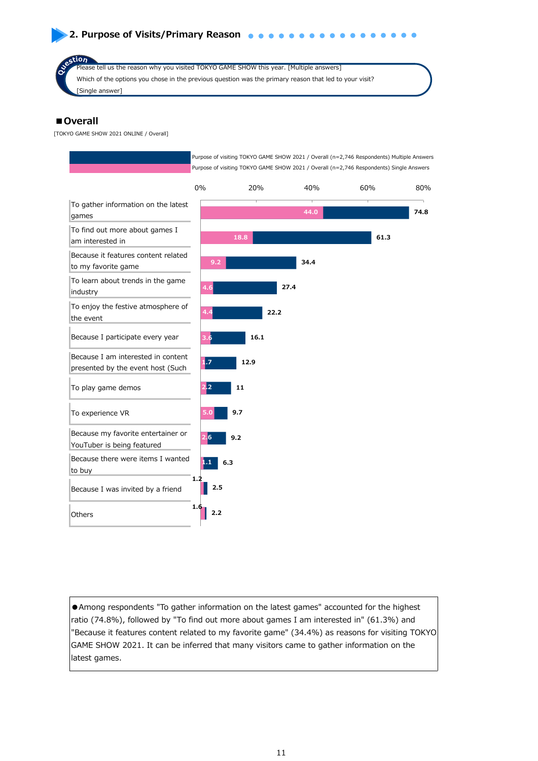## 2. Purpose of Visits/Primary Reason

**Question**

Please tell us the reason why you visited TOKYO GAME SHOW this year. [Multiple answers]

Which of the options you chose in the previous question was the primary reason that led to your visit? [Single answer]

### ■Overall

[TOKYO GAME SHOW 2021 ONLINE / Overall]

| Reason | Purpose of visiting TOKYO GAME SHOW 2021 / Overall (n=2,746 Respondents) Multiple Answers (%) | Purpose of visiting TOKYO GAME SHOW 2021 / Overall (n=2,746 Respondents) Single Answers (%) |
|---|---|---|
| To gather information on the latest games | 74.8 | 44.0 |
| To find out more about games I am interested in | 61.3 | 18.8 |
| Because it features content related to my favorite game | 34.4 | 9.2 |
| To learn about trends in the game industry | 27.4 | 4.6 |
| To enjoy the festive atmosphere of the event | 22.2 | 4.4 |
| Because I participate every year | 16.1 | 3.6 |
| Because I am interested in content presented by the event host (Such | 12.9 | 1.7 |
| To play game demos | 11 | 2.2 |
| To experience VR | 9.7 | 5.0 |
| Because my favorite entertainer or YouTuber is being featured | 9.2 | 2.6 |
| Because there were items I wanted to buy | 6.3 | 1.1 |
| Because I was invited by a friend | 2.5 | 1.2 |
| Others | 2.2 | 1.6 |

●Among respondents "To gather information on the latest games" accounted for the highest ratio (74.8%), followed by "To find out more about games I am interested in" (61.3%) and "Because it features content related to my favorite game" (34.4%) as reasons for visiting TOKYO GAME SHOW 2021. It can be inferred that many visitors came to gather information on the latest games.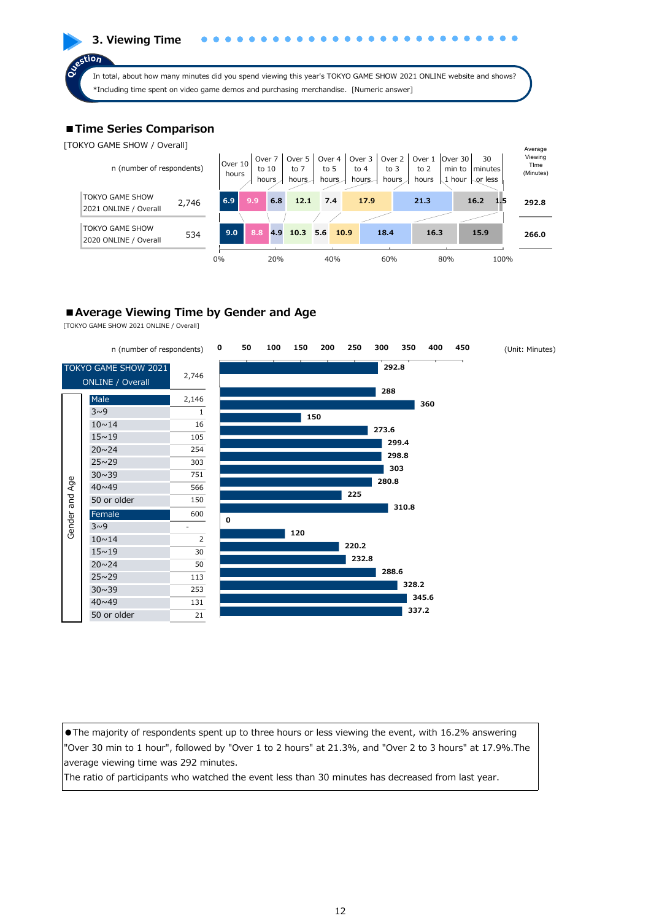## 3. Viewing Time

**Question**

In total, about how many minutes did you spend viewing this year's TOKYO GAME SHOW 2021 ONLINE website and shows?
*Including time spent on video game demos and purchasing merchandise. [Numeric answer]

### ■Time Series Comparison

[TOKYO GAME SHOW / Overall]

| | n (number of respondents) | Over 10 hours | Over 7 to 10 hours | Over 5 to 7 hours | Over 4 to 5 hours | Over 3 to 4 hours | Over 2 to 3 hours | Over 1 to 2 hours | Over 30 min to 1 hour | 30 minutes or less | Average Viewing Time (Minutes) |
|---|---|---|---|---|---|---|---|---|---|---|---|
| TOKYO GAME SHOW 2021 ONLINE / Overall | 2,746 | 6.9 | 9.9 | 6.8 | 12.1 | 7.4 | 17.9 | 21.3 | 16.2 | 1.5 | 292.8 |
| TOKYO GAME SHOW 2020 ONLINE / Overall | 534 | 9.0 | 8.8 | 4.9 | 10.3 | 5.6 | 10.9 | 18.4 | 16.3 | 15.9 | 266.0 |

### ■Average Viewing Time by Gender and Age

[TOKYO GAME SHOW 2021 ONLINE / Overall]

(Unit: Minutes)

| Gender and Age | | n (number of respondents) | Average Viewing Time |
|---|---|---|---|
| TOKYO GAME SHOW 2021 ONLINE / Overall | | 2,746 | 292.8 |
| Male | | 2,146 | 288 |
| | 3~9 | 1 | 360 |
| | 10~14 | 16 | 150 |
| | 15~19 | 105 | 273.6 |
| | 20~24 | 254 | 299.4 |
| | 25~29 | 303 | 298.8 |
| | 30~39 | 751 | 303 |
| | 40~49 | 566 | 280.8 |
| | 50 or older | 150 | 225 |
| Female | | 600 | 310.8 |
| | 3~9 | - | 0 |
| | 10~14 | 2 | 120 |
| | 15~19 | 30 | 220.2 |
| | 20~24 | 50 | 232.8 |
| | 25~29 | 113 | 288.6 |
| | 30~39 | 253 | 328.2 |
| | 40~49 | 131 | 345.6 |
| | 50 or older | 21 | 337.2 |

●The majority of respondents spent up to three hours or less viewing the event, with 16.2% answering "Over 30 min to 1 hour", followed by "Over 1 to 2 hours" at 21.3%, and "Over 2 to 3 hours" at 17.9%.The average viewing time was 292 minutes.
The ratio of participants who watched the event less than 30 minutes has decreased from last year.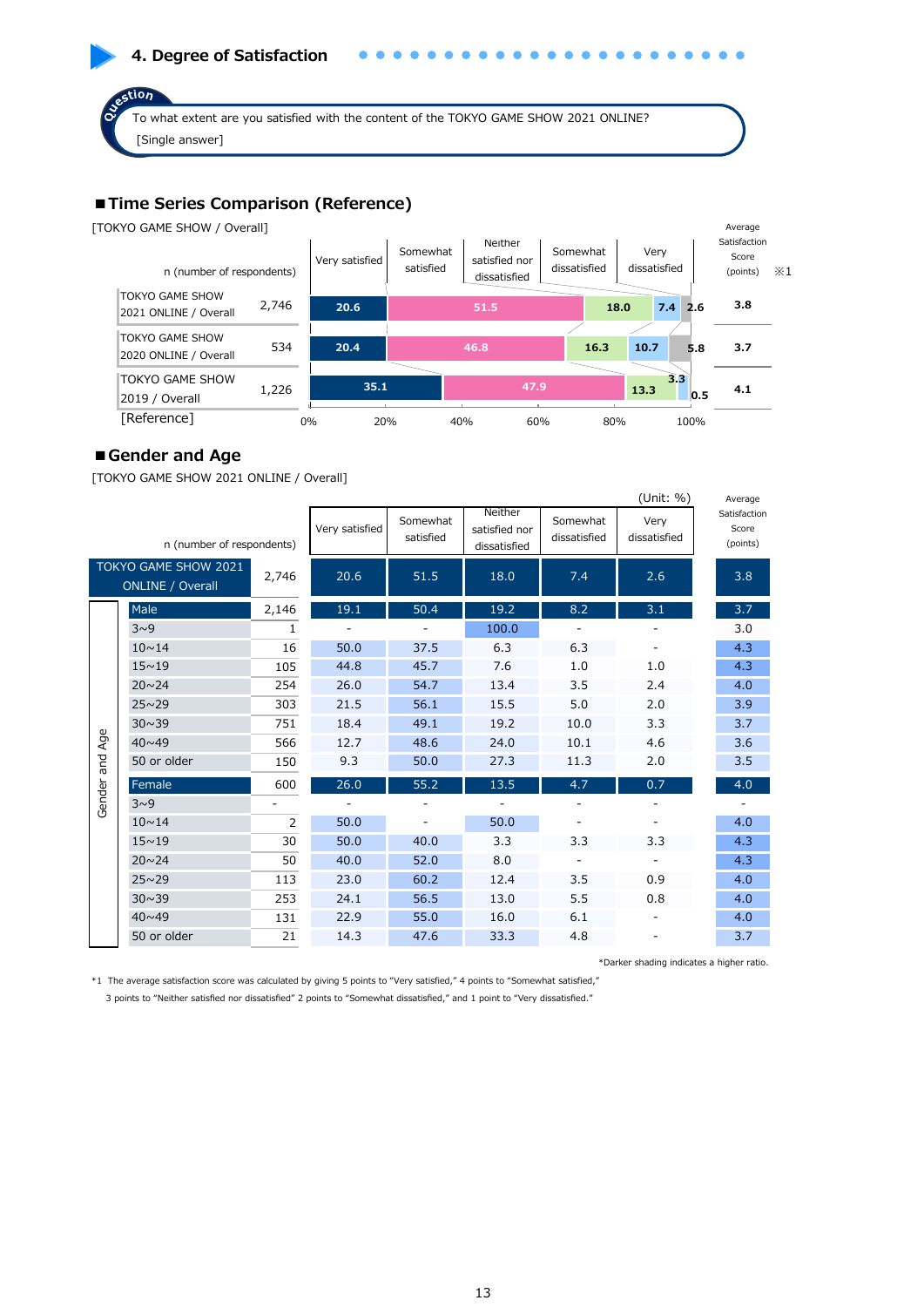## 4. Degree of Satisfaction

**Question**

To what extent are you satisfied with the content of the TOKYO GAME SHOW 2021 ONLINE?
[Single answer]

### ■Time Series Comparison (Reference)

[TOKYO GAME SHOW / Overall]

| | n (number of respondents) | Very satisfied | Somewhat satisfied | Neither satisfied nor dissatisfied | Somewhat dissatisfied | Very dissatisfied | Average Satisfaction Score (points) ※1 |
|---|---|---|---|---|---|---|---|
| TOKYO GAME SHOW 2021 ONLINE / Overall | 2,746 | 20.6 | 51.5 | 18.0 | 7.4 | 2.6 | 3.8 |
| TOKYO GAME SHOW 2020 ONLINE / Overall | 534 | 20.4 | 46.8 | 16.3 | 10.7 | 5.8 | 3.7 |
| TOKYO GAME SHOW 2019 / Overall [Reference] | 1,226 | 35.1 | 47.9 | 13.3 | 3.3 | 0.5 | 4.1 |

### ■Gender and Age

[TOKYO GAME SHOW 2021 ONLINE / Overall]

(Unit: %)

| | | n (number of respondents) | Very satisfied | Somewhat satisfied | Neither satisfied nor dissatisfied | Somewhat dissatisfied | Very dissatisfied | Average Satisfaction Score (points) |
|---|---|---|---|---|---|---|---|---|
| TOKYO GAME SHOW 2021 ONLINE / Overall | | 2,746 | 20.6 | 51.5 | 18.0 | 7.4 | 2.6 | 3.8 |
| Gender and Age | Male | 2,146 | 19.1 | 50.4 | 19.2 | 8.2 | 3.1 | 3.7 |
| | 3~9 | 1 | - | - | 100.0 | - | - | 3.0 |
| | 10~14 | 16 | 50.0 | 37.5 | 6.3 | 6.3 | - | 4.3 |
| | 15~19 | 105 | 44.8 | 45.7 | 7.6 | 1.0 | 1.0 | 4.3 |
| | 20~24 | 254 | 26.0 | 54.7 | 13.4 | 3.5 | 2.4 | 4.0 |
| | 25~29 | 303 | 21.5 | 56.1 | 15.5 | 5.0 | 2.0 | 3.9 |
| | 30~39 | 751 | 18.4 | 49.1 | 19.2 | 10.0 | 3.3 | 3.7 |
| | 40~49 | 566 | 12.7 | 48.6 | 24.0 | 10.1 | 4.6 | 3.6 |
| | 50 or older | 150 | 9.3 | 50.0 | 27.3 | 11.3 | 2.0 | 3.5 |
| | Female | 600 | 26.0 | 55.2 | 13.5 | 4.7 | 0.7 | 4.0 |
| | 3~9 | - | - | - | - | - | - | - |
| | 10~14 | 2 | 50.0 | - | 50.0 | - | - | 4.0 |
| | 15~19 | 30 | 50.0 | 40.0 | 3.3 | 3.3 | 3.3 | 4.3 |
| | 20~24 | 50 | 40.0 | 52.0 | 8.0 | - | - | 4.3 |
| | 25~29 | 113 | 23.0 | 60.2 | 12.4 | 3.5 | 0.9 | 4.0 |
| | 30~39 | 253 | 24.1 | 56.5 | 13.0 | 5.5 | 0.8 | 4.0 |
| | 40~49 | 131 | 22.9 | 55.0 | 16.0 | 6.1 | - | 4.0 |
| | 50 or older | 21 | 14.3 | 47.6 | 33.3 | 4.8 | - | 3.7 |

*Darker shading indicates a higher ratio.

*1 The average satisfaction score was calculated by giving 5 points to "Very satisfied," 4 points to "Somewhat satisfied," 3 points to "Neither satisfied nor dissatisfied" 2 points to "Somewhat dissatisfied," and 1 point to "Very dissatisfied."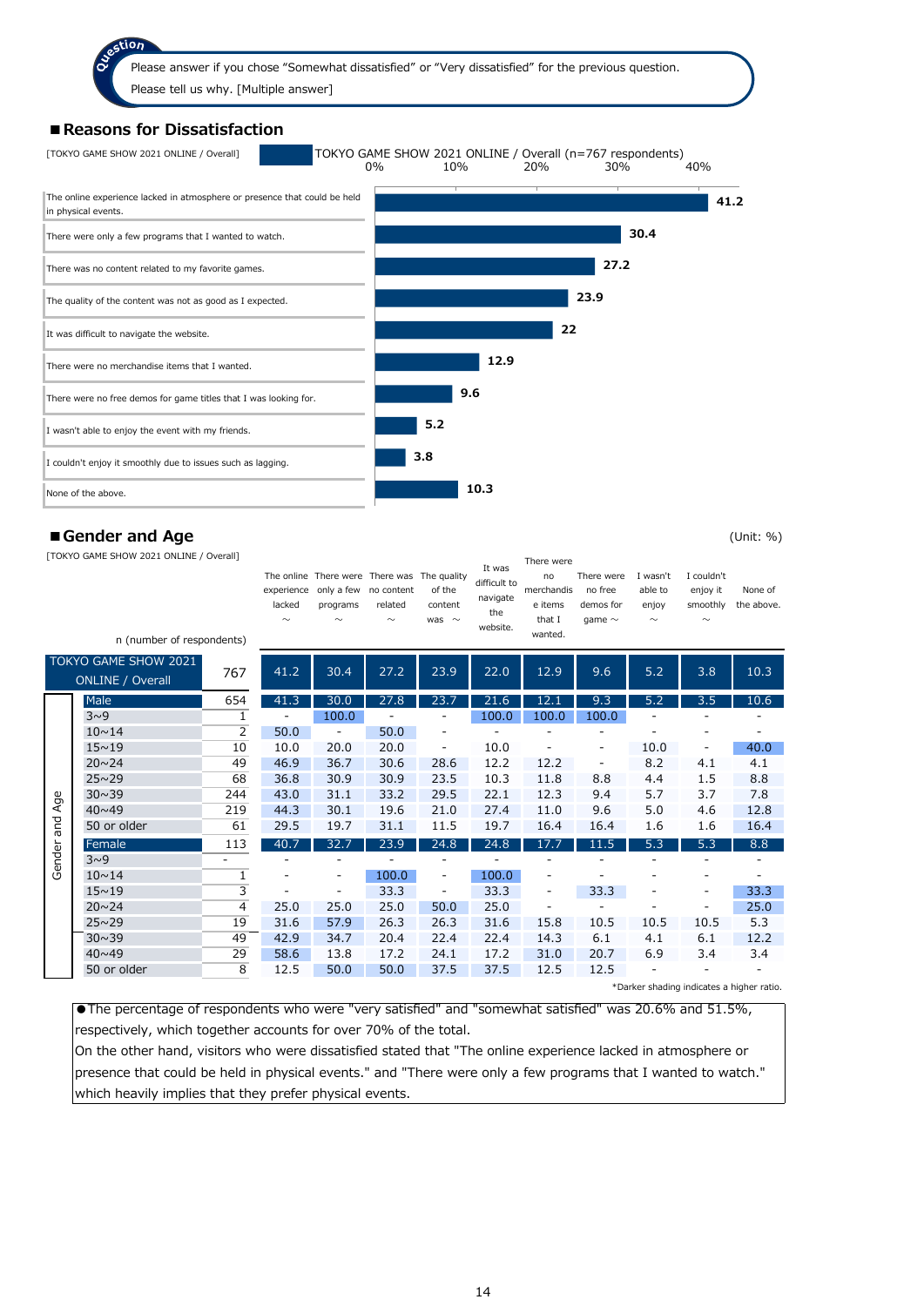**Question**

Please answer if you chose "Somewhat dissatisfied" or "Very dissatisfied" for the previous question.
Please tell us why. [Multiple answer]

## ■Reasons for Dissatisfaction

[TOKYO GAME SHOW 2021 ONLINE / Overall]

TOKYO GAME SHOW 2021 ONLINE / Overall (n=767 respondents)

| Reason | % |
|---|---|
| The online experience lacked in atmosphere or presence that could be held in physical events. | 41.2 |
| There were only a few programs that I wanted to watch. | 30.4 |
| There was no content related to my favorite games. | 27.2 |
| The quality of the content was not as good as I expected. | 23.9 |
| It was difficult to navigate the website. | 22 |
| There were no merchandise items that I wanted. | 12.9 |
| There were no free demos for game titles that I was looking for. | 9.6 |
| I wasn't able to enjoy the event with my friends. | 5.2 |
| I couldn't enjoy it smoothly due to issues such as lagging. | 3.8 |
| None of the above. | 10.3 |

## ■Gender and Age

(Unit: %)

[TOKYO GAME SHOW 2021 ONLINE / Overall]

| | | n (number of respondents) | The online experience lacked ~ | There were only a few programs ~ | There was no content related ~ | The quality of the content was ~ | It was difficult to navigate the website. | There were no merchandise items that I wanted. | There were no free demos for game ~ | I wasn't able to enjoy ~ | I couldn't enjoy it smoothly ~ | None of the above. |
|---|---|---|---|---|---|---|---|---|---|---|---|---|
| TOKYO GAME SHOW 2021 ONLINE / Overall | | 767 | 41.2 | 30.4 | 27.2 | 23.9 | 22.0 | 12.9 | 9.6 | 5.2 | 3.8 | 10.3 |
| Gender and Age | Male | 654 | 41.3 | 30.0 | 27.8 | 23.7 | 21.6 | 12.1 | 9.3 | 5.2 | 3.5 | 10.6 |
| | 3~9 | 1 | - | 100.0 | - | - | 100.0 | 100.0 | 100.0 | - | - | - |
| | 10~14 | 2 | 50.0 | - | 50.0 | - | - | - | - | - | - | - |
| | 15~19 | 10 | 10.0 | 20.0 | 20.0 | - | 10.0 | - | - | 10.0 | - | 40.0 |
| | 20~24 | 49 | 46.9 | 36.7 | 30.6 | 28.6 | 12.2 | 12.2 | - | 8.2 | 4.1 | 4.1 |
| | 25~29 | 68 | 36.8 | 30.9 | 30.9 | 23.5 | 10.3 | 11.8 | 8.8 | 4.4 | 1.5 | 8.8 |
| | 30~39 | 244 | 43.0 | 31.1 | 33.2 | 29.5 | 22.1 | 12.3 | 9.4 | 5.7 | 3.7 | 7.8 |
| | 40~49 | 219 | 44.3 | 30.1 | 19.6 | 21.0 | 27.4 | 11.0 | 9.6 | 5.0 | 4.6 | 12.8 |
| | 50 or older | 61 | 29.5 | 19.7 | 31.1 | 11.5 | 19.7 | 16.4 | 16.4 | 1.6 | 1.6 | 16.4 |
| | Female | 113 | 40.7 | 32.7 | 23.9 | 24.8 | 24.8 | 17.7 | 11.5 | 5.3 | 5.3 | 8.8 |
| | 3~9 | - | - | - | - | - | - | - | - | - | - | - |
| | 10~14 | 1 | - | - | 100.0 | - | 100.0 | - | - | - | - | - |
| | 15~19 | 3 | - | - | 33.3 | - | 33.3 | - | 33.3 | - | - | 33.3 |
| | 20~24 | 4 | 25.0 | 25.0 | 25.0 | 50.0 | 25.0 | - | - | - | - | 25.0 |
| | 25~29 | 19 | 31.6 | 57.9 | 26.3 | 26.3 | 31.6 | 15.8 | 10.5 | 10.5 | 10.5 | 5.3 |
| | 30~39 | 49 | 42.9 | 34.7 | 20.4 | 22.4 | 22.4 | 14.3 | 6.1 | 4.1 | 6.1 | 12.2 |
| | 40~49 | 29 | 58.6 | 13.8 | 17.2 | 24.1 | 17.2 | 31.0 | 20.7 | 6.9 | 3.4 | 3.4 |
| | 50 or older | 8 | 12.5 | 50.0 | 50.0 | 37.5 | 37.5 | 12.5 | 12.5 | - | - | - |

*Darker shading indicates a higher ratio.

●The percentage of respondents who were "very satisfied" and "somewhat satisfied" was 20.6% and 51.5%, respectively, which together accounts for over 70% of the total.
On the other hand, visitors who were dissatisfied stated that "The online experience lacked in atmosphere or presence that could be held in physical events." and "There were only a few programs that I wanted to watch." which heavily implies that they prefer physical events.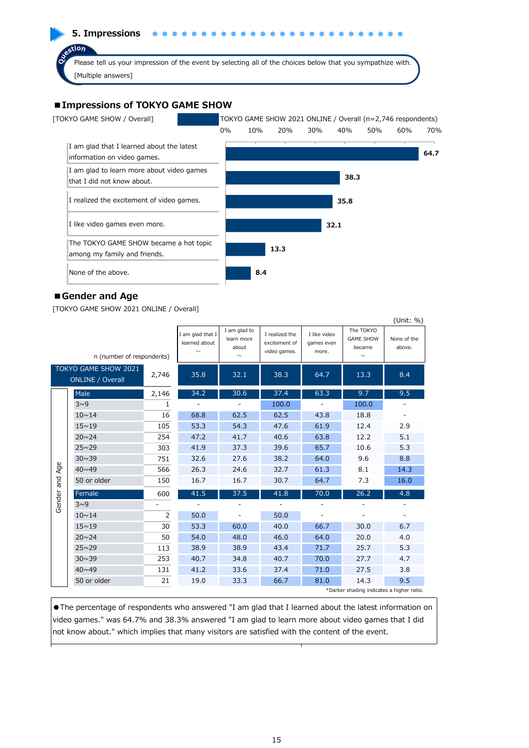## 5. Impressions

**Question**

Please tell us your impression of the event by selecting all of the choices below that you sympathize with. [Multiple answers]

### ■Impressions of TOKYO GAME SHOW

[TOKYO GAME SHOW / Overall]

TOKYO GAME SHOW 2021 ONLINE / Overall (n=2,746 respondents)

| Impression | % |
|---|---|
| I am glad that I learned about the latest information on video games. | 64.7 |
| I am glad to learn more about video games that I did not know about. | 38.3 |
| I realized the excitement of video games. | 35.8 |
| I like video games even more. | 32.1 |
| The TOKYO GAME SHOW became a hot topic among my family and friends. | 13.3 |
| None of the above. | 8.4 |

### ■Gender and Age

[TOKYO GAME SHOW 2021 ONLINE / Overall]

(Unit: %)

| | | n (number of respondents) | I am glad that I learned about ~ | I am glad to learn more about ~ | I realized the excitement of video games. | I like video games even more. | The TOKYO GAME SHOW became ~ | None of the above. |
|---|---|---|---|---|---|---|---|---|
| TOKYO GAME SHOW 2021 ONLINE / Overall | | 2,746 | 35.8 | 32.1 | 38.3 | 64.7 | 13.3 | 8.4 |
| Gender and Age | Male | 2,146 | 34.2 | 30.6 | 37.4 | 63.3 | 9.7 | 9.5 |
| | 3~9 | 1 | - | - | 100.0 | - | 100.0 | - |
| | 10~14 | 16 | 68.8 | 62.5 | 62.5 | 43.8 | 18.8 | - |
| | 15~19 | 105 | 53.3 | 54.3 | 47.6 | 61.9 | 12.4 | 2.9 |
| | 20~24 | 254 | 47.2 | 41.7 | 40.6 | 63.8 | 12.2 | 5.1 |
| | 25~29 | 303 | 41.9 | 37.3 | 39.6 | 65.7 | 10.6 | 5.3 |
| | 30~39 | 751 | 32.6 | 27.6 | 38.2 | 64.0 | 9.6 | 8.8 |
| | 40~49 | 566 | 26.3 | 24.6 | 32.7 | 61.3 | 8.1 | 14.3 |
| | 50 or older | 150 | 16.7 | 16.7 | 30.7 | 64.7 | 7.3 | 16.0 |
| | Female | 600 | 41.5 | 37.5 | 41.8 | 70.0 | 26.2 | 4.8 |
| | 3~9 | - | - | - | - | - | - | - |
| | 10~14 | 2 | 50.0 | - | 50.0 | - | - | - |
| | 15~19 | 30 | 53.3 | 60.0 | 40.0 | 66.7 | 30.0 | 6.7 |
| | 20~24 | 50 | 54.0 | 48.0 | 46.0 | 64.0 | 20.0 | 4.0 |
| | 25~29 | 113 | 38.9 | 38.9 | 43.4 | 71.7 | 25.7 | 5.3 |
| | 30~39 | 253 | 40.7 | 34.8 | 40.7 | 70.0 | 27.7 | 4.7 |
| | 40~49 | 131 | 41.2 | 33.6 | 37.4 | 71.0 | 27.5 | 3.8 |
| | 50 or older | 21 | 19.0 | 33.3 | 66.7 | 81.0 | 14.3 | 9.5 |

*Darker shading indicates a higher ratio.

●The percentage of respondents who answered "I am glad that I learned about the latest information on video games." was 64.7% and 38.3% answered "I am glad to learn more about video games that I did not know about." which implies that many visitors are satisfied with the content of the event.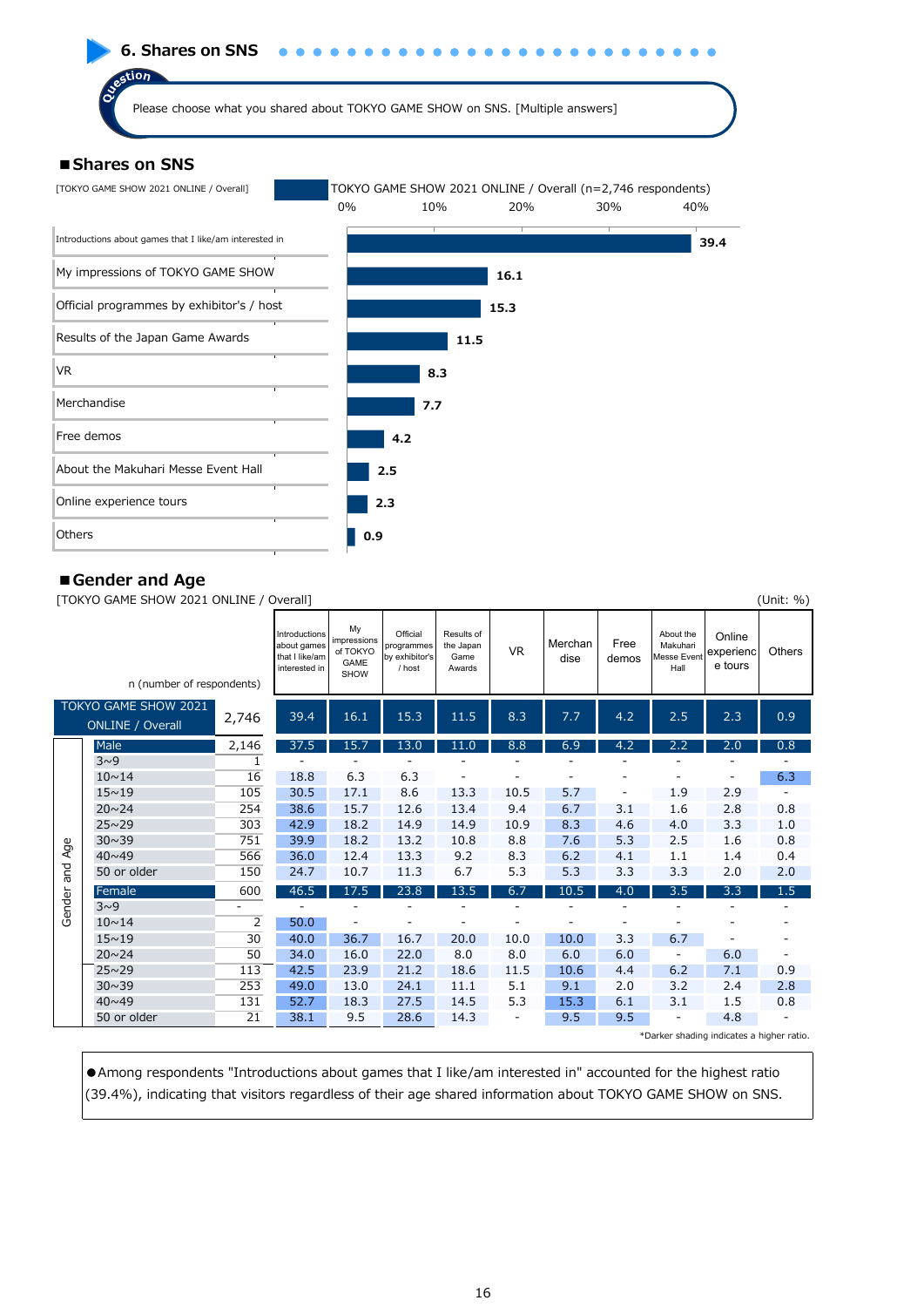## 6. Shares on SNS

Question: Please choose what you shared about TOKYO GAME SHOW on SNS. [Multiple answers]

### ■Shares on SNS

[TOKYO GAME SHOW 2021 ONLINE / Overall]

TOKYO GAME SHOW 2021 ONLINE / Overall (n=2,746 respondents)

| Item | % |
|---|---|
| Introductions about games that I like/am interested in | 39.4 |
| My impressions of TOKYO GAME SHOW | 16.1 |
| Official programmes by exhibitor's / host | 15.3 |
| Results of the Japan Game Awards | 11.5 |
| VR | 8.3 |
| Merchandise | 7.7 |
| Free demos | 4.2 |
| About the Makuhari Messe Event Hall | 2.5 |
| Online experience tours | 2.3 |
| Others | 0.9 |

### ■Gender and Age

[TOKYO GAME SHOW 2021 ONLINE / Overall] (Unit: %)

| | | n (number of respondents) | Introductions about games that I like/am interested in | My impressions of TOKYO GAME SHOW | Official programmes by exhibitor's / host | Results of the Japan Game Awards | VR | Merchandise | Free demos | About the Makuhari Messe Event Hall | Online experience tours | Others |
|---|---|---|---|---|---|---|---|---|---|---|---|---|
| TOKYO GAME SHOW 2021 ONLINE / Overall | | 2,746 | 39.4 | 16.1 | 15.3 | 11.5 | 8.3 | 7.7 | 4.2 | 2.5 | 2.3 | 0.9 |
| Gender and Age | Male | 2,146 | 37.5 | 15.7 | 13.0 | 11.0 | 8.8 | 6.9 | 4.2 | 2.2 | 2.0 | 0.8 |
| | 3~9 | 1 | - | - | - | - | - | - | - | - | - | - |
| | 10~14 | 16 | 18.8 | 6.3 | 6.3 | - | - | - | - | - | - | 6.3 |
| | 15~19 | 105 | 30.5 | 17.1 | 8.6 | 13.3 | 10.5 | 5.7 | - | 1.9 | 2.9 | - |
| | 20~24 | 254 | 38.6 | 15.7 | 12.6 | 13.4 | 9.4 | 6.7 | 3.1 | 1.6 | 2.8 | 0.8 |
| | 25~29 | 303 | 42.9 | 18.2 | 14.9 | 14.9 | 10.9 | 8.3 | 4.6 | 4.0 | 3.3 | 1.0 |
| | 30~39 | 751 | 39.9 | 18.2 | 13.2 | 10.8 | 8.8 | 7.6 | 5.3 | 2.5 | 1.6 | 0.8 |
| | 40~49 | 566 | 36.0 | 12.4 | 13.3 | 9.2 | 8.3 | 6.2 | 4.1 | 1.1 | 1.4 | 0.4 |
| | 50 or older | 150 | 24.7 | 10.7 | 11.3 | 6.7 | 5.3 | 5.3 | 3.3 | 3.3 | 2.0 | 2.0 |
| | Female | 600 | 46.5 | 17.5 | 23.8 | 13.5 | 6.7 | 10.5 | 4.0 | 3.5 | 3.3 | 1.5 |
| | 3~9 | - | - | - | - | - | - | - | - | - | - | - |
| | 10~14 | 2 | 50.0 | - | - | - | - | - | - | - | - | - |
| | 15~19 | 30 | 40.0 | 36.7 | 16.7 | 20.0 | 10.0 | 10.0 | 3.3 | 6.7 | - | - |
| | 20~24 | 50 | 34.0 | 16.0 | 22.0 | 8.0 | 8.0 | 6.0 | 6.0 | - | 6.0 | - |
| | 25~29 | 113 | 42.5 | 23.9 | 21.2 | 18.6 | 11.5 | 10.6 | 4.4 | 6.2 | 7.1 | 0.9 |
| | 30~39 | 253 | 49.0 | 13.0 | 24.1 | 11.1 | 5.1 | 9.1 | 2.0 | 3.2 | 2.4 | 2.8 |
| | 40~49 | 131 | 52.7 | 18.3 | 27.5 | 14.5 | 5.3 | 15.3 | 6.1 | 3.1 | 1.5 | 0.8 |
| | 50 or older | 21 | 38.1 | 9.5 | 28.6 | 14.3 | - | 9.5 | 9.5 | - | 4.8 | - |

*Darker shading indicates a higher ratio.

●Among respondents "Introductions about games that I like/am interested in" accounted for the highest ratio (39.4%), indicating that visitors regardless of their age shared information about TOKYO GAME SHOW on SNS.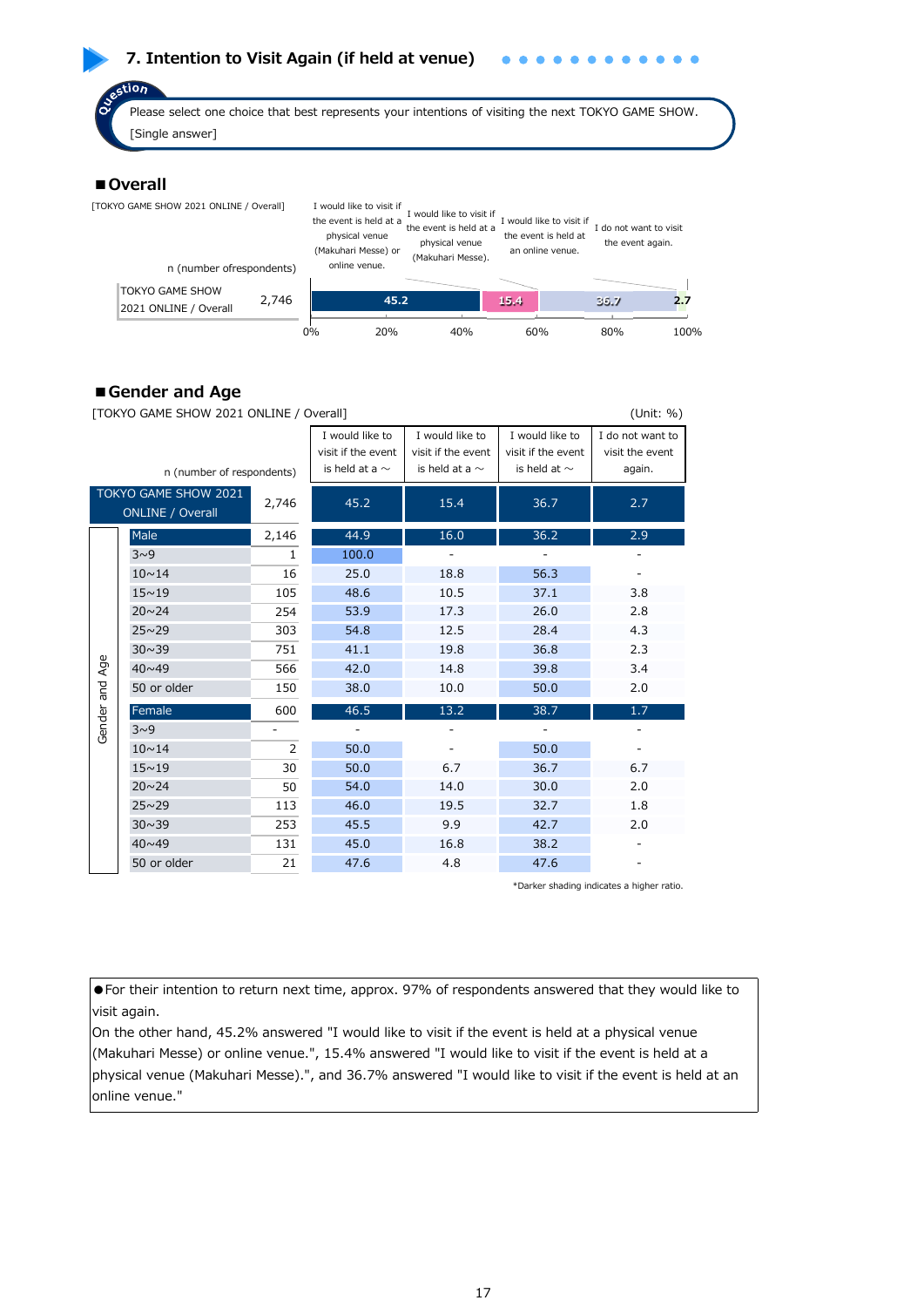## 7. Intention to Visit Again (if held at venue)

**Question**

Please select one choice that best represents your intentions of visiting the next TOKYO GAME SHOW. [Single answer]

### ■Overall

[TOKYO GAME SHOW 2021 ONLINE / Overall]

| | n (number ofrespondents) | I would like to visit if the event is held at a physical venue (Makuhari Messe) or online venue. | I would like to visit if the event is held at a physical venue (Makuhari Messe). | I would like to visit if the event is held at an online venue. | I do not want to visit the event again. |
|---|---|---|---|---|---|
| TOKYO GAME SHOW 2021 ONLINE / Overall | 2,746 | 45.2 | 15.4 | 36.7 | 2.7 |

### ■Gender and Age

[TOKYO GAME SHOW 2021 ONLINE / Overall] (Unit: %)

| | | n (number of respondents) | I would like to visit if the event is held at a ～ | I would like to visit if the event is held at a ～ | I would like to visit if the event is held at ～ | I do not want to visit the event again. |
|---|---|---|---|---|---|---|
| TOKYO GAME SHOW 2021 ONLINE / Overall | | 2,746 | 45.2 | 15.4 | 36.7 | 2.7 |
| Gender and Age | Male | 2,146 | 44.9 | 16.0 | 36.2 | 2.9 |
| | 3~9 | 1 | 100.0 | - | - | - |
| | 10~14 | 16 | 25.0 | 18.8 | 56.3 | - |
| | 15~19 | 105 | 48.6 | 10.5 | 37.1 | 3.8 |
| | 20~24 | 254 | 53.9 | 17.3 | 26.0 | 2.8 |
| | 25~29 | 303 | 54.8 | 12.5 | 28.4 | 4.3 |
| | 30~39 | 751 | 41.1 | 19.8 | 36.8 | 2.3 |
| | 40~49 | 566 | 42.0 | 14.8 | 39.8 | 3.4 |
| | 50 or older | 150 | 38.0 | 10.0 | 50.0 | 2.0 |
| | Female | 600 | 46.5 | 13.2 | 38.7 | 1.7 |
| | 3~9 | - | - | - | - | - |
| | 10~14 | 2 | 50.0 | - | 50.0 | - |
| | 15~19 | 30 | 50.0 | 6.7 | 36.7 | 6.7 |
| | 20~24 | 50 | 54.0 | 14.0 | 30.0 | 2.0 |
| | 25~29 | 113 | 46.0 | 19.5 | 32.7 | 1.8 |
| | 30~39 | 253 | 45.5 | 9.9 | 42.7 | 2.0 |
| | 40~49 | 131 | 45.0 | 16.8 | 38.2 | - |
| | 50 or older | 21 | 47.6 | 4.8 | 47.6 | - |

*Darker shading indicates a higher ratio.

●For their intention to return next time, approx. 97% of respondents answered that they would like to visit again.
On the other hand, 45.2% answered "I would like to visit if the event is held at a physical venue (Makuhari Messe) or online venue.", 15.4% answered "I would like to visit if the event is held at a physical venue (Makuhari Messe).", and 36.7% answered "I would like to visit if the event is held at an online venue."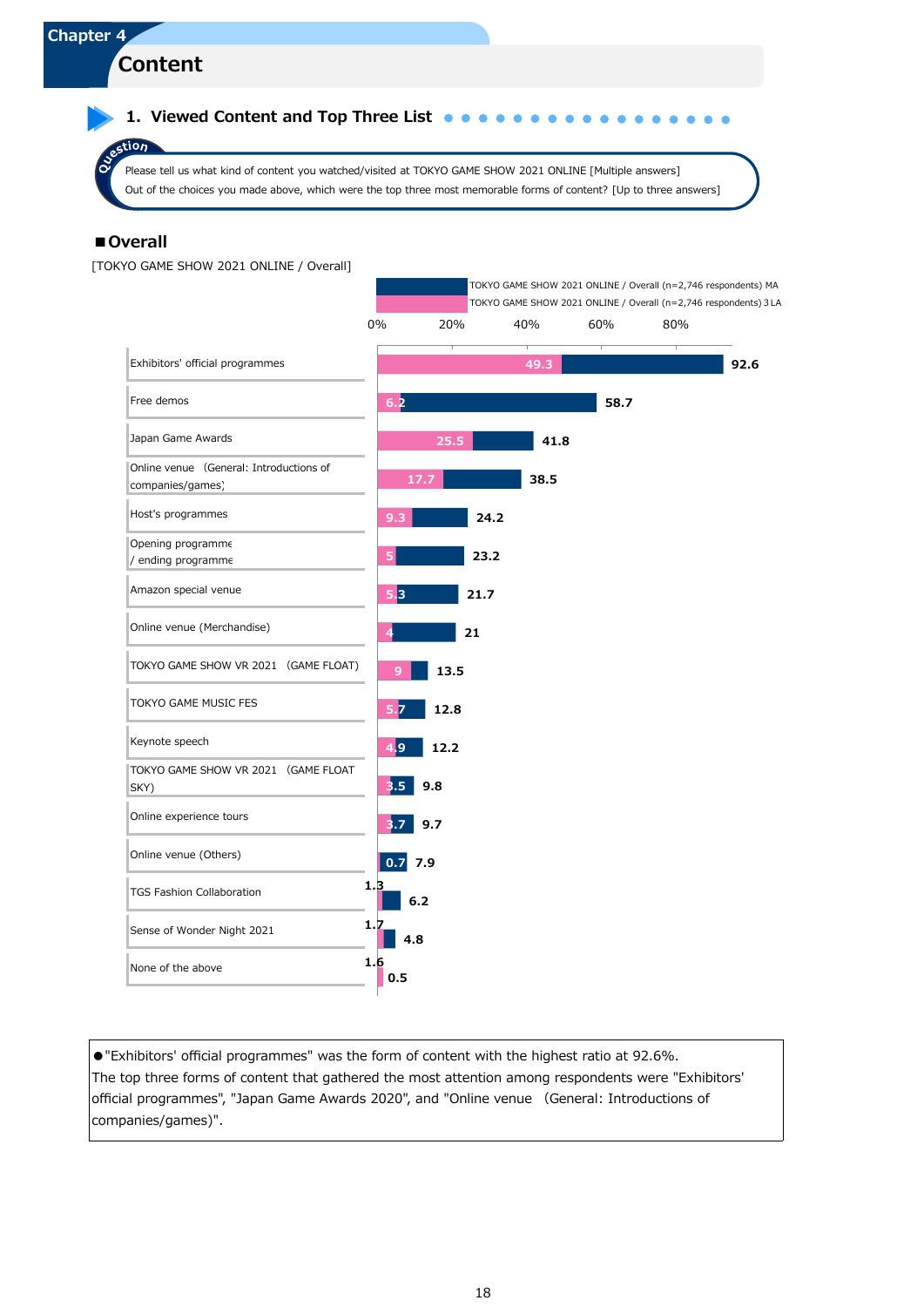# Chapter 4

# Content

## 1. Viewed Content and Top Three List

**Question**

Please tell us what kind of content you watched/visited at TOKYO GAME SHOW 2021 ONLINE [Multiple answers]
Out of the choices you made above, which were the top three most memorable forms of content? [Up to three answers]

### ■Overall

[TOKYO GAME SHOW 2021 ONLINE / Overall]

| Content | TOKYO GAME SHOW 2021 ONLINE / Overall (n=2,746 respondents) MA | TOKYO GAME SHOW 2021 ONLINE / Overall (n=2,746 respondents) 3 LA |
|---|---|---|
| Exhibitors' official programmes | 92.6 | 49.3 |
| Free demos | 58.7 | 6.2 |
| Japan Game Awards | 41.8 | 25.5 |
| Online venue (General: Introductions of companies/games) | 38.5 | 17.7 |
| Host's programmes | 24.2 | 9.3 |
| Opening programme / ending programme | 23.2 | 5 |
| Amazon special venue | 21.7 | 5.3 |
| Online venue (Merchandise) | 21 | 4 |
| TOKYO GAME SHOW VR 2021 (GAME FLOAT) | 13.5 | 9 |
| TOKYO GAME MUSIC FES | 12.8 | 5.7 |
| Keynote speech | 12.2 | 4.9 |
| TOKYO GAME SHOW VR 2021 (GAME FLOAT SKY) | 9.8 | 3.5 |
| Online experience tours | 9.7 | 3.7 |
| Online venue (Others) | 7.9 | 0.7 |
| TGS Fashion Collaboration | 6.2 | 1.3 |
| Sense of Wonder Night 2021 | 4.8 | 1.7 |
| None of the above | 0.5 | 1.6 |

●"Exhibitors' official programmes" was the form of content with the highest ratio at 92.6%.
The top three forms of content that gathered the most attention among respondents were "Exhibitors' official programmes", "Japan Game Awards 2020", and "Online venue (General: Introductions of companies/games)".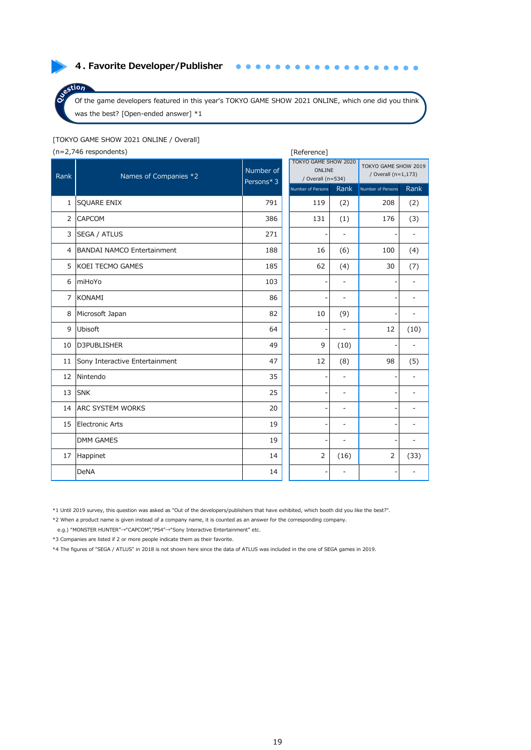## 4. Favorite Developer/Publisher

**Question**

Of the game developers featured in this year's TOKYO GAME SHOW 2021 ONLINE, which one did you think was the best? [Open-ended answer] *1

[TOKYO GAME SHOW 2021 ONLINE / Overall]

(n=2,746 respondents)

[Reference]

| Rank | Names of Companies *2 | Number of Persons* 3 | TOKYO GAME SHOW 2020 ONLINE / Overall (n=534) | | TOKYO GAME SHOW 2019 / Overall (n=1,173) | |
|---|---|---|---|---|---|---|
| | | | Number of Persons | Rank | Number of Persons | Rank |
| 1 | SQUARE ENIX | 791 | 119 | (2) | 208 | (2) |
| 2 | CAPCOM | 386 | 131 | (1) | 176 | (3) |
| 3 | SEGA / ATLUS | 271 | - | - | - | - |
| 4 | BANDAI NAMCO Entertainment | 188 | 16 | (6) | 100 | (4) |
| 5 | KOEI TECMO GAMES | 185 | 62 | (4) | 30 | (7) |
| 6 | miHoYo | 103 | - | - | - | - |
| 7 | KONAMI | 86 | - | - | - | - |
| 8 | Microsoft Japan | 82 | 10 | (9) | - | - |
| 9 | Ubisoft | 64 | - | - | 12 | (10) |
| 10 | D3PUBLISHER | 49 | 9 | (10) | - | - |
| 11 | Sony Interactive Entertainment | 47 | 12 | (8) | 98 | (5) |
| 12 | Nintendo | 35 | - | - | - | - |
| 13 | SNK | 25 | - | - | - | - |
| 14 | ARC SYSTEM WORKS | 20 | - | - | - | - |
| 15 | Electronic Arts | 19 | - | - | - | - |
| | DMM GAMES | 19 | - | - | - | - |
| 17 | Happinet | 14 | 2 | (16) | 2 | (33) |
| | DeNA | 14 | - | - | - | - |

*1 Until 2019 survey, this question was asked as "Out of the developers/publishers that have exhibited, which booth did you like the best?".

*2 When a product name is given instead of a company name, it is counted as an answer for the corresponding company.
e.g.) "MONSTER HUNTER"→"CAPCOM","PS4"→"Sony Interactive Entertainment" etc.

*3 Companies are listed if 2 or more people indicate them as their favorite.

*4 The figures of "SEGA / ATLUS" in 2018 is not shown here since the data of ATLUS was included in the one of SEGA games in 2019.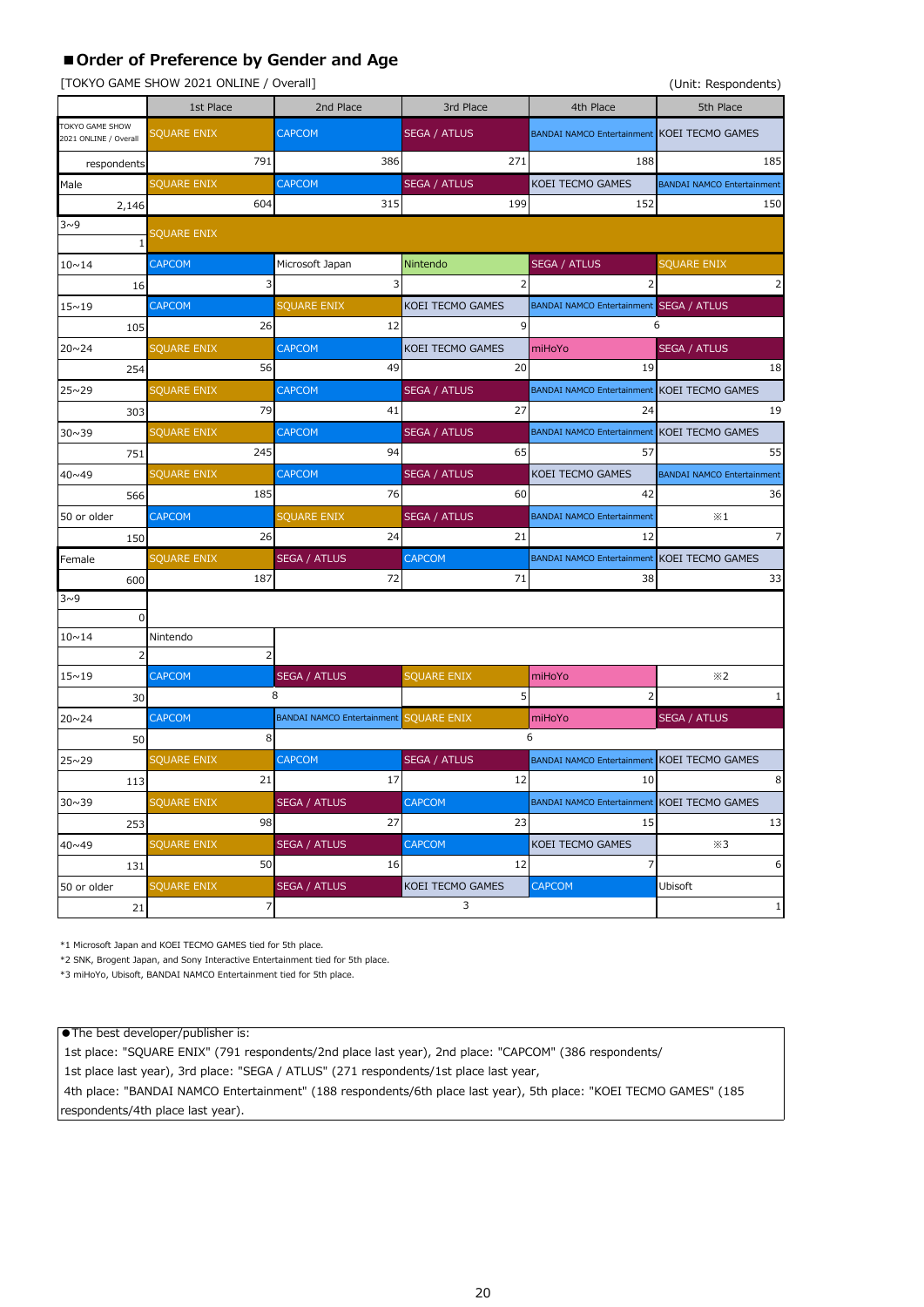## ■Order of Preference by Gender and Age

[TOKYO GAME SHOW 2021 ONLINE / Overall] (Unit: Respondents)

| | 1st Place | 2nd Place | 3rd Place | 4th Place | 5th Place |
|---|---|---|---|---|---|
| TOKYO GAME SHOW 2021 ONLINE / Overall | SQUARE ENIX | CAPCOM | SEGA / ATLUS | BANDAI NAMCO Entertainment | KOEI TECMO GAMES |
| respondents | 791 | 386 | 271 | 188 | 185 |
| Male | SQUARE ENIX | CAPCOM | SEGA / ATLUS | KOEI TECMO GAMES | BANDAI NAMCO Entertainment |
| 2,146 | 604 | 315 | 199 | 152 | 150 |
| 3~9 | SQUARE ENIX | | | | |
| 1 | | | | | |
| 10~14 | CAPCOM | Microsoft Japan | Nintendo | SEGA / ATLUS | SQUARE ENIX |
| 16 | 3 | 3 | 2 | 2 | 2 |
| 15~19 | CAPCOM | SQUARE ENIX | KOEI TECMO GAMES | BANDAI NAMCO Entertainment | SEGA / ATLUS |
| 105 | 26 | 12 | 9 | 6 | 6 |
| 20~24 | SQUARE ENIX | CAPCOM | KOEI TECMO GAMES | miHoYo | SEGA / ATLUS |
| 254 | 56 | 49 | 20 | 19 | 18 |
| 25~29 | SQUARE ENIX | CAPCOM | SEGA / ATLUS | BANDAI NAMCO Entertainment | KOEI TECMO GAMES |
| 303 | 79 | 41 | 27 | 24 | 19 |
| 30~39 | SQUARE ENIX | CAPCOM | SEGA / ATLUS | BANDAI NAMCO Entertainment | KOEI TECMO GAMES |
| 751 | 245 | 94 | 65 | 57 | 55 |
| 40~49 | SQUARE ENIX | CAPCOM | SEGA / ATLUS | KOEI TECMO GAMES | BANDAI NAMCO Entertainment |
| 566 | 185 | 76 | 60 | 42 | 36 |
| 50 or older | CAPCOM | SQUARE ENIX | SEGA / ATLUS | BANDAI NAMCO Entertainment | ※1 |
| 150 | 26 | 24 | 21 | 12 | 7 |
| Female | SQUARE ENIX | SEGA / ATLUS | CAPCOM | BANDAI NAMCO Entertainment | KOEI TECMO GAMES |
| 600 | 187 | 72 | 71 | 38 | 33 |
| 3~9 | | | | | |
| 0 | | | | | |
| 10~14 | Nintendo | | | | |
| 2 | 2 | | | | |
| 15~19 | CAPCOM | SEGA / ATLUS | SQUARE ENIX | miHoYo | ※2 |
| 30 | 8 | 8 | 5 | 2 | 1 |
| 20~24 | CAPCOM | BANDAI NAMCO Entertainment | SQUARE ENIX | miHoYo | SEGA / ATLUS |
| 50 | 8 | 6 | 6 | 6 | 6 |
| 25~29 | SQUARE ENIX | CAPCOM | SEGA / ATLUS | BANDAI NAMCO Entertainment | KOEI TECMO GAMES |
| 113 | 21 | 17 | 12 | 10 | 8 |
| 30~39 | SQUARE ENIX | SEGA / ATLUS | CAPCOM | BANDAI NAMCO Entertainment | KOEI TECMO GAMES |
| 253 | 98 | 27 | 23 | 15 | 13 |
| 40~49 | SQUARE ENIX | SEGA / ATLUS | CAPCOM | KOEI TECMO GAMES | ※3 |
| 131 | 50 | 16 | 12 | 7 | 6 |
| 50 or older | SQUARE ENIX | SEGA / ATLUS | KOEI TECMO GAMES | CAPCOM | Ubisoft |
| 21 | 7 | 3 | 3 | 3 | 1 |

*1 Microsoft Japan and KOEI TECMO GAMES tied for 5th place.

*2 SNK, Brogent Japan, and Sony Interactive Entertainment tied for 5th place.

*3 miHoYo, Ubisoft, BANDAI NAMCO Entertainment tied for 5th place.

●The best developer/publisher is:
1st place: "SQUARE ENIX" (791 respondents/2nd place last year), 2nd place: "CAPCOM" (386 respondents/1st place last year), 3rd place: "SEGA / ATLUS" (271 respondents/1st place last year, 4th place: "BANDAI NAMCO Entertainment" (188 respondents/6th place last year), 5th place: "KOEI TECMO GAMES" (185 respondents/4th place last year).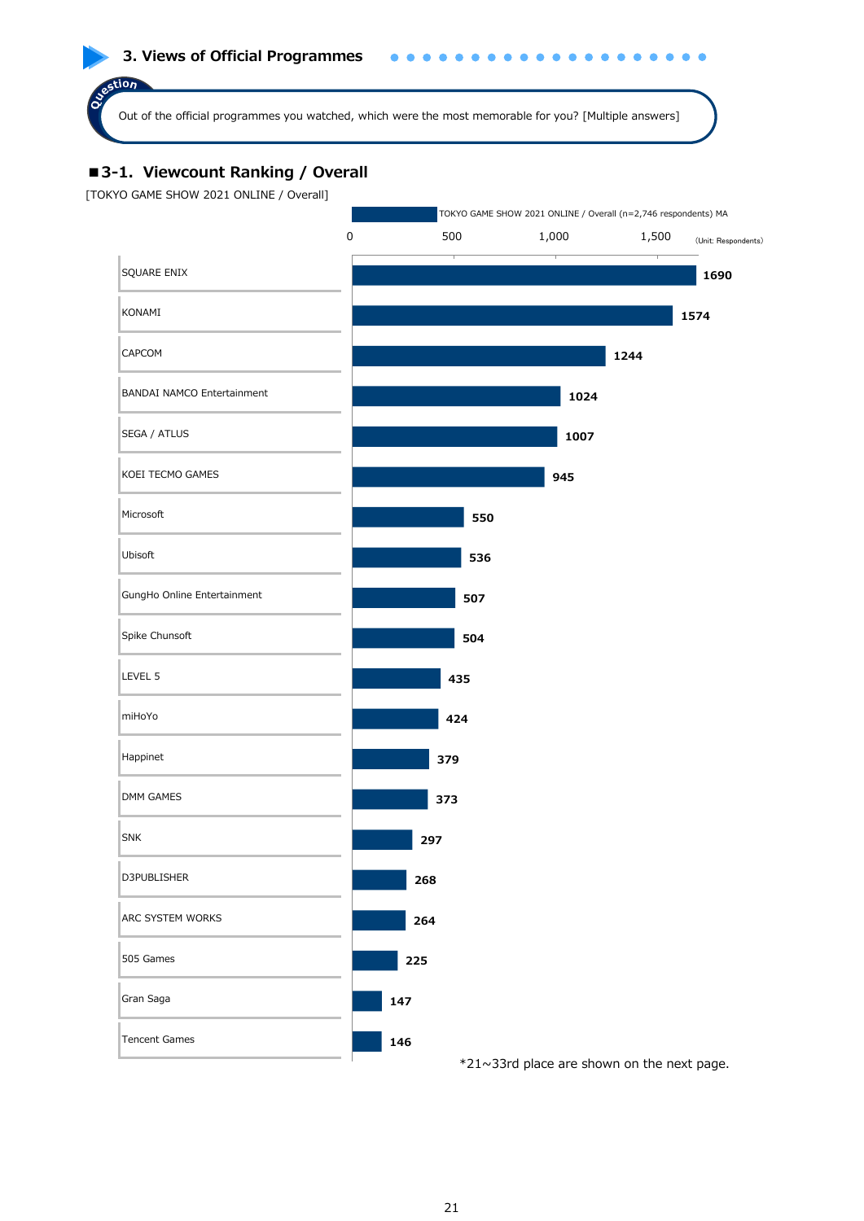## 3. Views of Official Programmes

**Question**

Out of the official programmes you watched, which were the most memorable for you? [Multiple answers]

### ■3-1. Viewcount Ranking / Overall

[TOKYO GAME SHOW 2021 ONLINE / Overall]

TOKYO GAME SHOW 2021 ONLINE / Overall (n=2,746 respondents) MA

(Unit: Respondents)

| Company | Respondents |
|---|---|
| SQUARE ENIX | 1690 |
| KONAMI | 1574 |
| CAPCOM | 1244 |
| BANDAI NAMCO Entertainment | 1024 |
| SEGA / ATLUS | 1007 |
| KOEI TECMO GAMES | 945 |
| Microsoft | 550 |
| Ubisoft | 536 |
| GungHo Online Entertainment | 507 |
| Spike Chunsoft | 504 |
| LEVEL 5 | 435 |
| miHoYo | 424 |
| Happinet | 379 |
| DMM GAMES | 373 |
| SNK | 297 |
| D3PUBLISHER | 268 |
| ARC SYSTEM WORKS | 264 |
| 505 Games | 225 |
| Gran Saga | 147 |
| Tencent Games | 146 |

*21~33rd place are shown on the next page.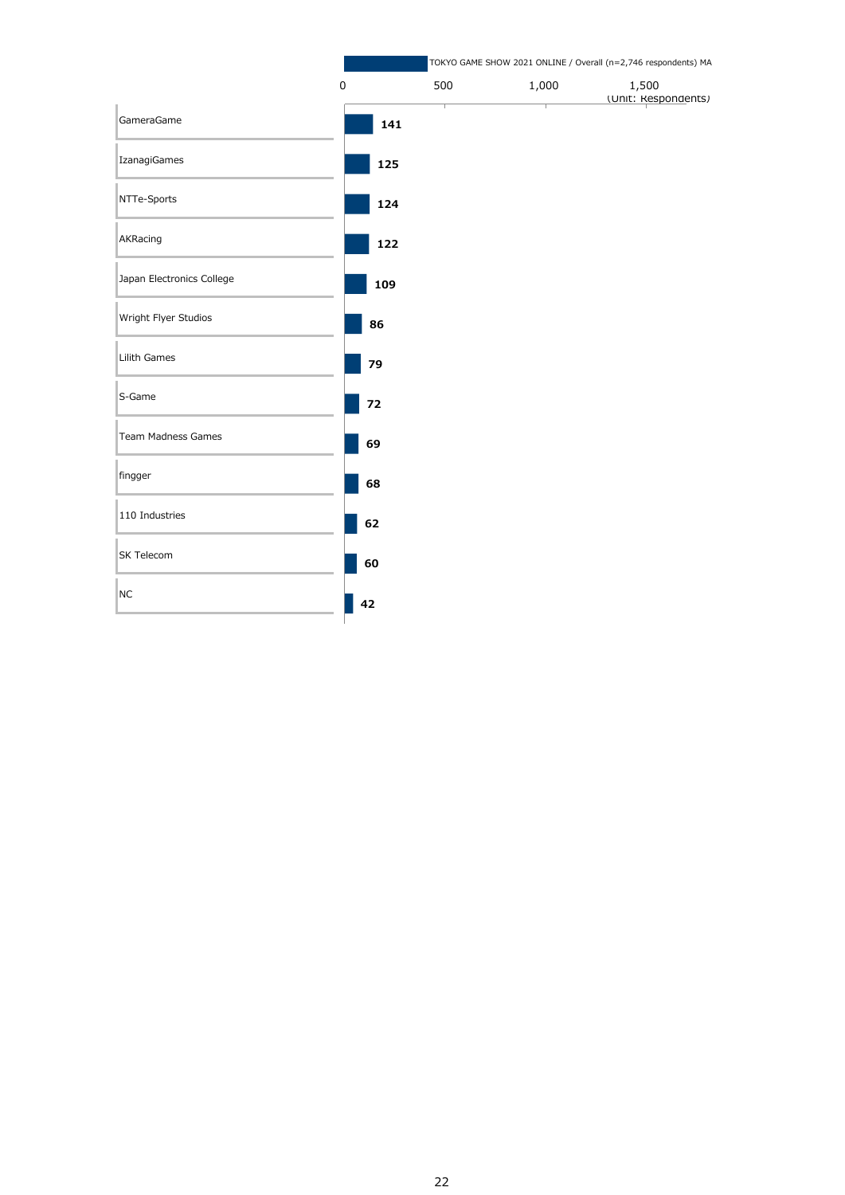TOKYO GAME SHOW 2021 ONLINE / Overall (n=2,746 respondents) MA

(Unit: Respondents)

| Exhibitor | Respondents |
|---|---|
| GameraGame | 141 |
| IzanagiGames | 125 |
| NTTe-Sports | 124 |
| AKRacing | 122 |
| Japan Electronics College | 109 |
| Wright Flyer Studios | 86 |
| Lilith Games | 79 |
| S-Game | 72 |
| Team Madness Games | 69 |
| fingger | 68 |
| 110 Industries | 62 |
| SK Telecom | 60 |
| NC | 42 |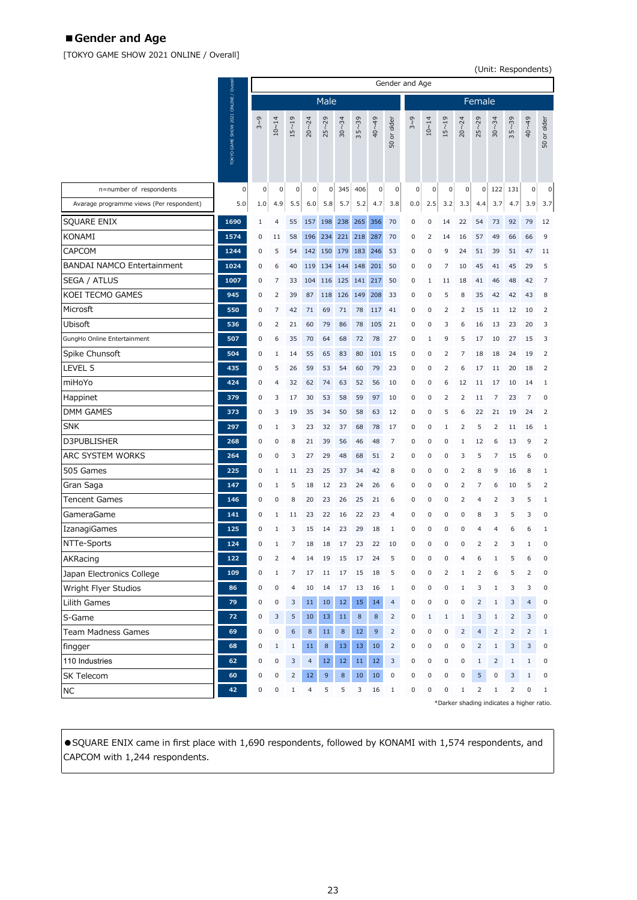## ■Gender and Age

[TOKYO GAME SHOW 2021 ONLINE / Overall]

(Unit: Respondents)

| | TOKYO GAME SHOW 2021 ONLINE / Overall | Male 3~9 | Male 10~14 | Male 15~19 | Male 20~24 | Male 25~29 | Male 30~34 | Male 35~39 | Male 40~49 | Male 50 or older | Female 3~9 | Female 10~14 | Female 15~19 | Female 20~24 | Female 25~29 | Female 30~34 | Female 35~39 | Female 40~49 | Female 50 or older |
|---|---|---|---|---|---|---|---|---|---|---|---|---|---|---|---|---|---|---|---|
| n=number of respondents | 0 | 0 | 0 | 0 | 0 | 0 | 345 | 406 | 0 | 0 | 0 | 0 | 0 | 0 | 0 | 122 | 131 | 0 | 0 |
| Avarage programme views (Per respondent) | 5.0 | 1.0 | 4.9 | 5.5 | 6.0 | 5.8 | 5.7 | 5.2 | 4.7 | 3.8 | 0.0 | 2.5 | 3.2 | 3.3 | 4.4 | 3.7 | 4.7 | 3.9 | 3.7 |
| SQUARE ENIX | 1690 | 1 | 4 | 55 | 157 | 198 | 238 | 265 | 356 | 70 | 0 | 0 | 14 | 22 | 54 | 73 | 92 | 79 | 12 |
| KONAMI | 1574 | 0 | 11 | 58 | 196 | 234 | 221 | 218 | 287 | 70 | 0 | 2 | 14 | 16 | 57 | 49 | 66 | 66 | 9 |
| CAPCOM | 1244 | 0 | 5 | 54 | 142 | 150 | 179 | 183 | 246 | 53 | 0 | 0 | 9 | 24 | 51 | 39 | 51 | 47 | 11 |
| BANDAI NAMCO Entertainment | 1024 | 0 | 6 | 40 | 119 | 134 | 144 | 148 | 201 | 50 | 0 | 0 | 7 | 10 | 45 | 41 | 45 | 29 | 5 |
| SEGA / ATLUS | 1007 | 0 | 7 | 33 | 104 | 116 | 125 | 141 | 217 | 50 | 0 | 1 | 11 | 18 | 41 | 46 | 48 | 42 | 7 |
| KOEI TECMO GAMES | 945 | 0 | 2 | 39 | 87 | 118 | 126 | 149 | 208 | 33 | 0 | 0 | 5 | 8 | 35 | 42 | 42 | 43 | 8 |
| Microsft | 550 | 0 | 7 | 42 | 71 | 69 | 71 | 78 | 117 | 41 | 0 | 0 | 2 | 2 | 15 | 11 | 12 | 10 | 2 |
| Ubisoft | 536 | 0 | 2 | 21 | 60 | 79 | 86 | 78 | 105 | 21 | 0 | 0 | 3 | 6 | 16 | 13 | 23 | 20 | 3 |
| GungHo Online Entertainment | 507 | 0 | 6 | 35 | 70 | 64 | 68 | 72 | 78 | 27 | 0 | 1 | 9 | 5 | 17 | 10 | 27 | 15 | 3 |
| Spike Chunsoft | 504 | 0 | 1 | 14 | 55 | 65 | 83 | 80 | 101 | 15 | 0 | 0 | 2 | 7 | 18 | 18 | 24 | 19 | 2 |
| LEVEL 5 | 435 | 0 | 5 | 26 | 59 | 53 | 54 | 60 | 79 | 23 | 0 | 0 | 2 | 6 | 17 | 11 | 20 | 18 | 2 |
| miHoYo | 424 | 0 | 4 | 32 | 62 | 74 | 63 | 52 | 56 | 10 | 0 | 0 | 6 | 12 | 11 | 17 | 10 | 14 | 1 |
| Happinet | 379 | 0 | 3 | 17 | 30 | 53 | 58 | 59 | 97 | 10 | 0 | 0 | 2 | 2 | 11 | 7 | 23 | 7 | 0 |
| DMM GAMES | 373 | 0 | 3 | 19 | 35 | 34 | 50 | 58 | 63 | 12 | 0 | 0 | 5 | 6 | 22 | 21 | 19 | 24 | 2 |
| SNK | 297 | 0 | 1 | 3 | 23 | 32 | 37 | 68 | 78 | 17 | 0 | 0 | 1 | 2 | 5 | 2 | 11 | 16 | 1 |
| D3PUBLISHER | 268 | 0 | 0 | 8 | 21 | 39 | 56 | 46 | 48 | 7 | 0 | 0 | 0 | 1 | 12 | 6 | 13 | 9 | 2 |
| ARC SYSTEM WORKS | 264 | 0 | 0 | 3 | 27 | 29 | 48 | 68 | 51 | 2 | 0 | 0 | 0 | 3 | 5 | 7 | 15 | 6 | 0 |
| 505 Games | 225 | 0 | 1 | 11 | 23 | 25 | 37 | 34 | 42 | 8 | 0 | 0 | 0 | 2 | 8 | 9 | 16 | 8 | 1 |
| Gran Saga | 147 | 0 | 1 | 5 | 18 | 12 | 23 | 24 | 26 | 6 | 0 | 0 | 0 | 2 | 7 | 6 | 10 | 5 | 2 |
| Tencent Games | 146 | 0 | 0 | 8 | 20 | 23 | 26 | 25 | 21 | 6 | 0 | 0 | 0 | 2 | 4 | 2 | 3 | 5 | 1 |
| GameraGame | 141 | 0 | 1 | 11 | 23 | 22 | 16 | 22 | 23 | 4 | 0 | 0 | 0 | 0 | 8 | 3 | 5 | 3 | 0 |
| IzanagiGames | 125 | 0 | 1 | 3 | 15 | 14 | 23 | 29 | 18 | 1 | 0 | 0 | 0 | 0 | 4 | 4 | 6 | 6 | 1 |
| NTTe-Sports | 124 | 0 | 1 | 7 | 18 | 18 | 17 | 23 | 22 | 10 | 0 | 0 | 0 | 0 | 2 | 2 | 3 | 1 | 0 |
| AKRacing | 122 | 0 | 2 | 4 | 14 | 19 | 15 | 17 | 24 | 5 | 0 | 0 | 0 | 4 | 6 | 1 | 5 | 6 | 0 |
| Japan Electronics College | 109 | 0 | 1 | 7 | 17 | 11 | 17 | 15 | 18 | 5 | 0 | 0 | 2 | 1 | 2 | 6 | 5 | 2 | 0 |
| Wright Flyer Studios | 86 | 0 | 0 | 4 | 10 | 14 | 17 | 13 | 16 | 1 | 0 | 0 | 0 | 1 | 3 | 1 | 3 | 3 | 0 |
| Lilith Games | 79 | 0 | 0 | 3 | 11 | 10 | 12 | 15 | 14 | 4 | 0 | 0 | 0 | 0 | 2 | 1 | 3 | 4 | 0 |
| S-Game | 72 | 0 | 3 | 5 | 10 | 13 | 11 | 8 | 8 | 2 | 0 | 1 | 1 | 1 | 3 | 1 | 2 | 3 | 0 |
| Team Madness Games | 69 | 0 | 0 | 6 | 8 | 11 | 8 | 12 | 9 | 2 | 0 | 0 | 0 | 2 | 4 | 2 | 2 | 2 | 1 |
| fingger | 68 | 0 | 1 | 1 | 11 | 8 | 13 | 13 | 10 | 2 | 0 | 0 | 0 | 0 | 2 | 1 | 3 | 3 | 0 |
| 110 Industries | 62 | 0 | 0 | 3 | 4 | 12 | 12 | 11 | 12 | 3 | 0 | 0 | 0 | 0 | 1 | 2 | 1 | 1 | 0 |
| SK Telecom | 60 | 0 | 0 | 2 | 12 | 9 | 8 | 10 | 10 | 0 | 0 | 0 | 0 | 0 | 5 | 0 | 3 | 1 | 0 |
| NC | 42 | 0 | 0 | 1 | 4 | 5 | 5 | 3 | 16 | 1 | 0 | 0 | 0 | 1 | 2 | 1 | 2 | 0 | 1 |

*Darker shading indicates a higher ratio.

●SQUARE ENIX came in first place with 1,690 respondents, followed by KONAMI with 1,574 respondents, and CAPCOM with 1,244 respondents.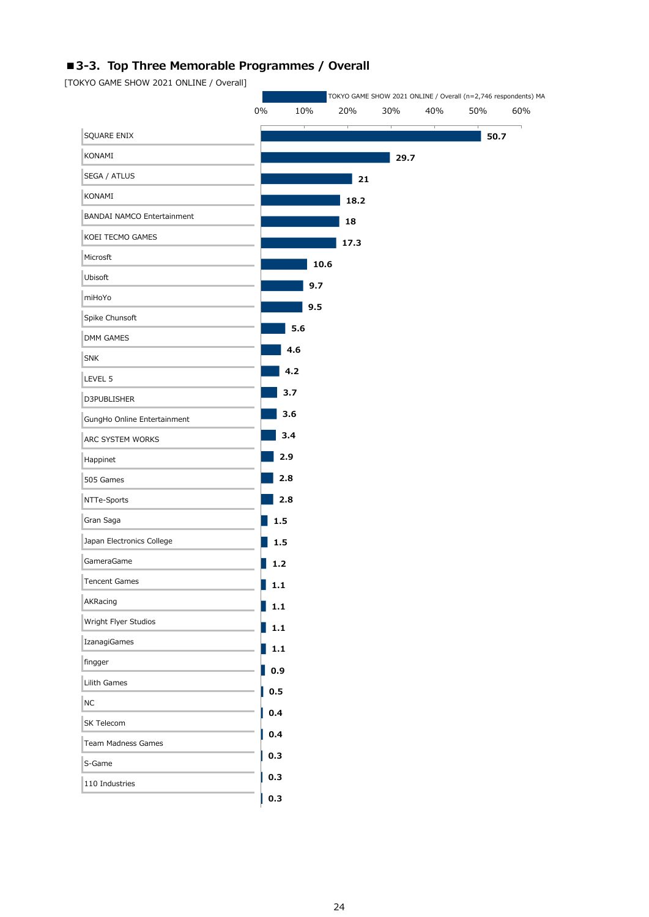## ■3-3. Top Three Memorable Programmes / Overall

[TOKYO GAME SHOW 2021 ONLINE / Overall]

TOKYO GAME SHOW 2021 ONLINE / Overall (n=2,746 respondents) MA

| Company | % |
|---|---|
| SQUARE ENIX | 50.7 |
| KONAMI | 29.7 |
| SEGA / ATLUS | 21 |
| KONAMI | 18.2 |
| BANDAI NAMCO Entertainment | 18 |
| KOEI TECMO GAMES | 17.3 |
| Microsft | 10.6 |
| Ubisoft | 9.7 |
| miHoYo | 9.5 |
| Spike Chunsoft | 5.6 |
| DMM GAMES | 4.6 |
| SNK | 4.2 |
| LEVEL 5 | 3.7 |
| D3PUBLISHER | 3.6 |
| GungHo Online Entertainment | 3.4 |
| ARC SYSTEM WORKS | 2.9 |
| Happinet | 2.8 |
| 505 Games | 2.8 |
| NTTe-Sports | 1.5 |
| Gran Saga | 1.5 |
| Japan Electronics College | 1.2 |
| GameraGame | 1.1 |
| Tencent Games | 1.1 |
| AKRacing | 1.1 |
| Wright Flyer Studios | 1.1 |
| IzanagiGames | 0.9 |
| fingger | 0.5 |
| Lilith Games | 0.4 |
| NC | 0.4 |
| SK Telecom | 0.3 |
| Team Madness Games | 0.3 |
| S-Game | 0.3 |
| 110 Industries | |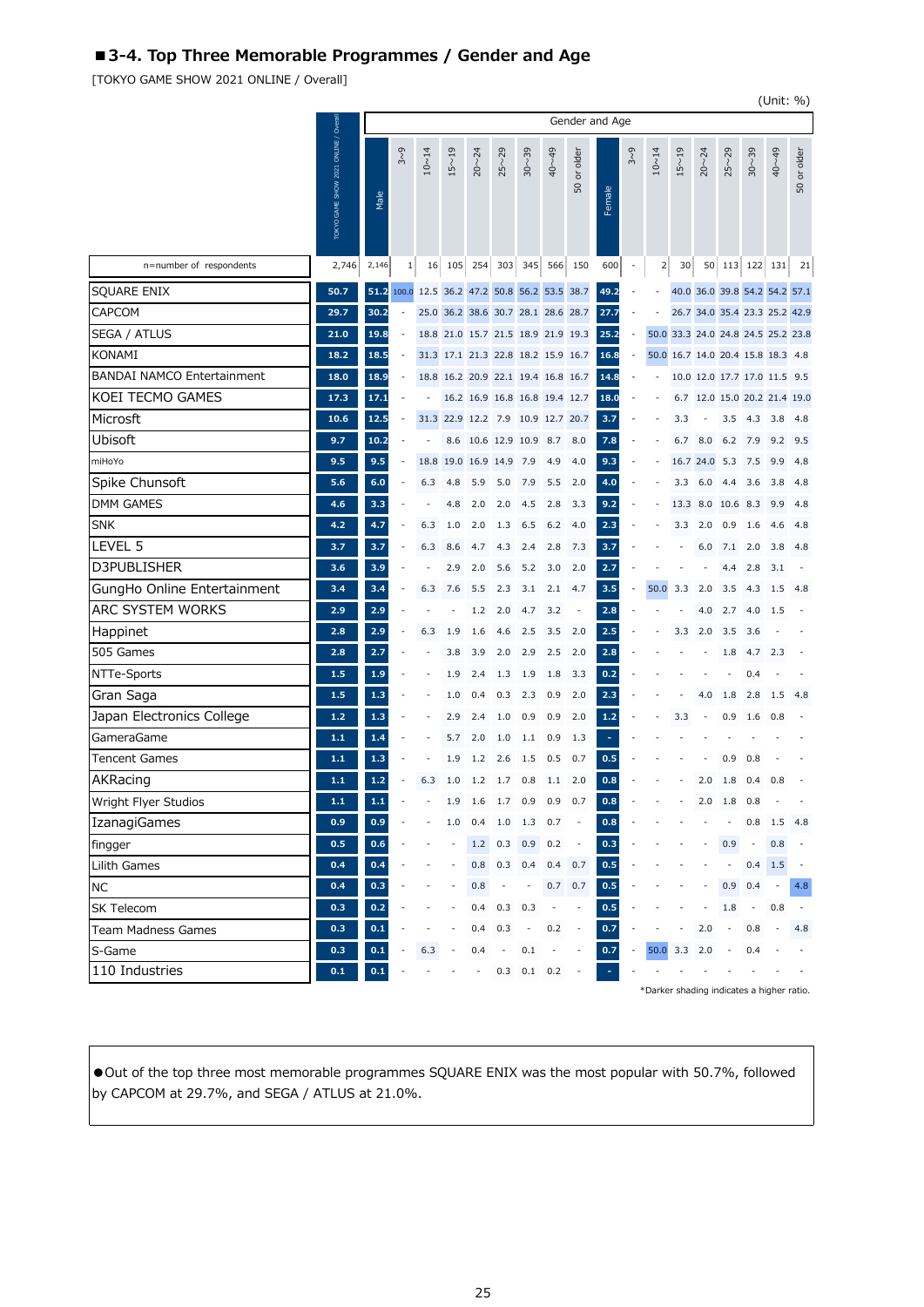## ■3-4. Top Three Memorable Programmes / Gender and Age

[TOKYO GAME SHOW 2021 ONLINE / Overall]

(Unit: %)

| | TOKYO GAME SHOW 2021 ONLINE / Overall | Gender and Age | | | | | | | | | | | | | | | | | | |
|---|---|---|---|---|---|---|---|---|---|---|---|---|---|---|---|---|---|---|---|---|
| | | Male | 3~9 | 10~14 | 15~19 | 20~24 | 25~29 | 30~39 | 40~49 | 50 or older | Female | 3~9 | 10~14 | 15~19 | 20~24 | 25~29 | 30~39 | 40~49 | 50 or older |
| n=number of respondents | 2,746 | 2,146 | 1 | 16 | 105 | 254 | 303 | 345 | 566 | 150 | 600 | - | 2 | 30 | 50 | 113 | 122 | 131 | 21 |
| SQUARE ENIX | 50.7 | 51.2 | 100.0 | 12.5 | 36.2 | 47.2 | 50.8 | 56.2 | 53.5 | 38.7 | 49.2 | - | - | 40.0 | 36.0 | 39.8 | 54.2 | 54.2 | 57.1 |
| CAPCOM | 29.7 | 30.2 | - | 25.0 | 36.2 | 38.6 | 30.7 | 28.1 | 28.6 | 28.7 | 27.7 | - | - | 26.7 | 34.0 | 35.4 | 23.3 | 25.2 | 42.9 |
| SEGA / ATLUS | 21.0 | 19.8 | - | 18.8 | 21.0 | 15.7 | 21.5 | 18.9 | 21.9 | 19.3 | 25.2 | - | 50.0 | 33.3 | 24.0 | 24.8 | 24.5 | 25.2 | 23.8 |
| KONAMI | 18.2 | 18.5 | - | 31.3 | 17.1 | 21.3 | 22.8 | 18.2 | 15.9 | 16.7 | 16.8 | - | 50.0 | 16.7 | 14.0 | 20.4 | 15.8 | 18.3 | 4.8 |
| BANDAI NAMCO Entertainment | 18.0 | 18.9 | - | 18.8 | 16.2 | 20.9 | 22.1 | 19.4 | 16.8 | 16.7 | 14.8 | - | - | 10.0 | 12.0 | 17.7 | 17.0 | 11.5 | 9.5 |
| KOEI TECMO GAMES | 17.3 | 17.1 | - | - | 16.2 | 16.9 | 16.8 | 16.8 | 19.4 | 12.7 | 18.0 | - | - | 6.7 | 12.0 | 15.0 | 20.2 | 21.4 | 19.0 |
| Microsft | 10.6 | 12.5 | - | 31.3 | 22.9 | 12.2 | 7.9 | 10.9 | 12.7 | 20.7 | 3.7 | - | - | 3.3 | - | 3.5 | 4.3 | 3.8 | 4.8 |
| Ubisoft | 9.7 | 10.2 | - | - | 8.6 | 10.6 | 12.9 | 10.9 | 8.7 | 8.0 | 7.8 | - | - | 6.7 | 8.0 | 6.2 | 7.9 | 9.2 | 9.5 |
| miHoYo | 9.5 | 9.5 | - | 18.8 | 19.0 | 16.9 | 14.9 | 7.9 | 4.9 | 4.0 | 9.3 | - | - | 16.7 | 24.0 | 5.3 | 7.5 | 9.9 | 4.8 |
| Spike Chunsoft | 5.6 | 6.0 | - | 6.3 | 4.8 | 5.9 | 5.0 | 7.9 | 5.5 | 2.0 | 4.0 | - | - | 3.3 | 6.0 | 4.4 | 3.6 | 3.8 | 4.8 |
| DMM GAMES | 4.6 | 3.3 | - | - | 4.8 | 2.0 | 2.0 | 4.5 | 2.8 | 3.3 | 9.2 | - | - | 13.3 | 8.0 | 10.6 | 8.3 | 9.9 | 4.8 |
| SNK | 4.2 | 4.7 | - | 6.3 | 1.0 | 2.0 | 1.3 | 6.5 | 6.2 | 4.0 | 2.3 | - | - | 3.3 | 2.0 | 0.9 | 1.6 | 4.6 | 4.8 |
| LEVEL 5 | 3.7 | 3.7 | - | 6.3 | 8.6 | 4.7 | 4.3 | 2.4 | 2.8 | 7.3 | 3.7 | - | - | - | 6.0 | 7.1 | 2.0 | 3.8 | 4.8 |
| D3PUBLISHER | 3.6 | 3.9 | - | - | 2.9 | 2.0 | 5.6 | 5.2 | 3.0 | 2.0 | 2.7 | - | - | - | - | 4.4 | 2.8 | 3.1 | - |
| GungHo Online Entertainment | 3.4 | 3.4 | - | 6.3 | 7.6 | 5.5 | 2.3 | 3.1 | 2.1 | 4.7 | 3.5 | - | 50.0 | 3.3 | 2.0 | 3.5 | 4.3 | 1.5 | 4.8 |
| ARC SYSTEM WORKS | 2.9 | 2.9 | - | - | - | 1.2 | 2.0 | 4.7 | 3.2 | - | 2.8 | - | - | - | 4.0 | 2.7 | 4.0 | 1.5 | - |
| Happinet | 2.8 | 2.9 | - | 6.3 | 1.9 | 1.6 | 4.6 | 2.5 | 3.5 | 2.0 | 2.5 | - | - | 3.3 | 2.0 | 3.5 | 3.6 | - | - |
| 505 Games | 2.8 | 2.7 | - | - | 3.8 | 3.9 | 2.0 | 2.9 | 2.5 | 2.0 | 2.8 | - | - | - | - | 1.8 | 4.7 | 2.3 | - |
| NTTe-Sports | 1.5 | 1.9 | - | - | 1.9 | 2.4 | 1.3 | 1.9 | 1.8 | 3.3 | 0.2 | - | - | - | - | - | 0.4 | - | - |
| Gran Saga | 1.5 | 1.3 | - | - | 1.0 | 0.4 | 0.3 | 2.3 | 0.9 | 2.0 | 2.3 | - | - | - | 4.0 | 1.8 | 2.8 | 1.5 | 4.8 |
| Japan Electronics College | 1.2 | 1.3 | - | - | 2.9 | 2.4 | 1.0 | 0.9 | 0.9 | 2.0 | 1.2 | - | - | 3.3 | - | 0.9 | 1.6 | 0.8 | - |
| GameraGame | 1.1 | 1.4 | - | - | 5.7 | 2.0 | 1.0 | 1.1 | 0.9 | 1.3 | - | - | - | - | - | - | - | - | - |
| Tencent Games | 1.1 | 1.3 | - | - | 1.9 | 1.2 | 2.6 | 1.5 | 0.5 | 0.7 | 0.5 | - | - | - | - | 0.9 | 0.8 | - | - |
| AKRacing | 1.1 | 1.2 | - | 6.3 | 1.0 | 1.2 | 1.7 | 0.8 | 1.1 | 2.0 | 0.8 | - | - | - | 2.0 | 1.8 | 0.4 | 0.8 | - |
| Wright Flyer Studios | 1.1 | 1.1 | - | - | 1.9 | 1.6 | 1.7 | 0.9 | 0.9 | 0.7 | 0.8 | - | - | - | 2.0 | 1.8 | 0.8 | - | - |
| IzanagiGames | 0.9 | 0.9 | - | - | 1.0 | 0.4 | 1.0 | 1.3 | 0.7 | - | 0.8 | - | - | - | - | - | 0.8 | 1.5 | 4.8 |
| fingger | 0.5 | 0.6 | - | - | - | 1.2 | 0.3 | 0.9 | 0.2 | - | 0.3 | - | - | - | - | 0.9 | - | 0.8 | - |
| Lilith Games | 0.4 | 0.4 | - | - | - | 0.8 | 0.3 | 0.4 | 0.4 | 0.7 | 0.5 | - | - | - | - | - | 0.4 | 1.5 | - |
| NC | 0.4 | 0.3 | - | - | - | 0.8 | - | - | 0.7 | 0.7 | 0.5 | - | - | - | - | 0.9 | 0.4 | - | 4.8 |
| SK Telecom | 0.3 | 0.2 | - | - | - | 0.4 | 0.3 | 0.3 | - | - | 0.5 | - | - | - | - | 1.8 | - | 0.8 | - |
| Team Madness Games | 0.3 | 0.1 | - | - | - | 0.4 | 0.3 | - | 0.2 | - | 0.7 | - | - | - | 2.0 | - | 0.8 | - | 4.8 |
| S-Game | 0.3 | 0.1 | - | 6.3 | - | 0.4 | - | 0.1 | - | - | 0.7 | - | 50.0 | 3.3 | 2.0 | - | 0.4 | - | - |
| 110 Industries | 0.1 | 0.1 | - | - | - | - | 0.3 | 0.1 | 0.2 | - | - | - | - | - | - | - | - | - | - |

*Darker shading indicates a higher ratio.

●Out of the top three most memorable programmes SQUARE ENIX was the most popular with 50.7%, followed by CAPCOM at 29.7%, and SEGA / ATLUS at 21.0%.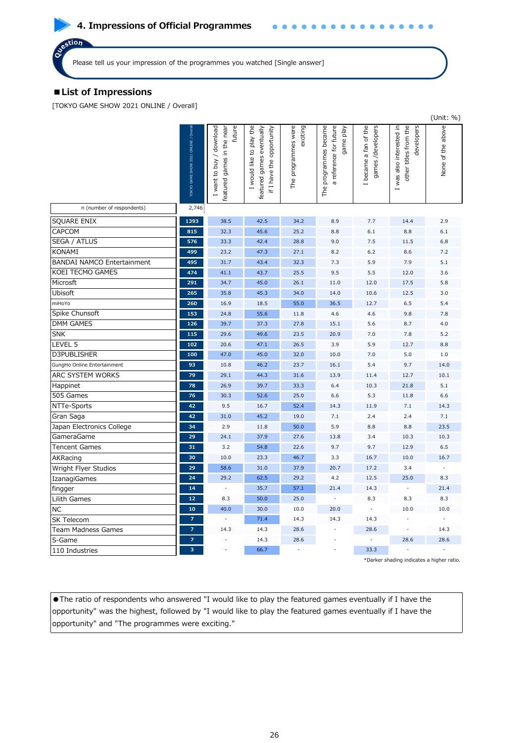## 4. Impressions of Official Programmes

Question

Please tell us your impression of the programmes you watched [Single answer]

### ■List of Impressions

[TOKYO GAME SHOW 2021 ONLINE / Overall]

(Unit: %)

| | TOKYO GAME SHOW 2021 ONLINE / Overall | I want to buy / download featured games in the near future | I would like to play the featured games eventually if I have the opportunity | The programmes were exciting | The programmes became a reference for future game play | I became a fan of the games /developers | I was also interested in other titles from the developers | None of the above |
|---|---|---|---|---|---|---|---|---|
| n (number of respondents) | 2,746 | | | | | | | |
| SQUARE ENIX | 1393 | 38.5 | 42.5 | 34.2 | 8.9 | 7.7 | 14.4 | 2.9 |
| CAPCOM | 815 | 32.3 | 45.6 | 25.2 | 8.8 | 6.1 | 8.8 | 6.1 |
| SEGA / ATLUS | 576 | 33.3 | 42.4 | 28.8 | 9.0 | 7.5 | 11.5 | 6.8 |
| KONAMI | 499 | 23.2 | 47.3 | 27.1 | 8.2 | 6.2 | 8.6 | 7.2 |
| BANDAI NAMCO Entertainment | 495 | 31.7 | 43.4 | 32.3 | 7.3 | 5.9 | 7.9 | 5.1 |
| KOEI TECMO GAMES | 474 | 41.1 | 43.7 | 25.5 | 9.5 | 5.5 | 12.0 | 3.6 |
| Microsft | 291 | 34.7 | 45.0 | 26.1 | 11.0 | 12.0 | 17.5 | 5.8 |
| Ubisoft | 265 | 35.8 | 45.3 | 34.0 | 14.0 | 10.6 | 12.5 | 3.0 |
| miHoYo | 260 | 16.9 | 18.5 | 55.0 | 36.5 | 12.7 | 6.5 | 5.4 |
| Spike Chunsoft | 153 | 24.8 | 55.6 | 11.8 | 4.6 | 4.6 | 9.8 | 7.8 |
| DMM GAMES | 126 | 39.7 | 37.3 | 27.8 | 15.1 | 5.6 | 8.7 | 4.0 |
| SNK | 115 | 29.6 | 49.6 | 23.5 | 20.9 | 7.0 | 7.8 | 5.2 |
| LEVEL 5 | 102 | 20.6 | 47.1 | 26.5 | 3.9 | 5.9 | 12.7 | 8.8 |
| D3PUBLISHER | 100 | 47.0 | 45.0 | 32.0 | 10.0 | 7.0 | 5.0 | 1.0 |
| GungHo Online Entertainment | 93 | 10.8 | 46.2 | 23.7 | 16.1 | 5.4 | 9.7 | 14.0 |
| ARC SYSTEM WORKS | 79 | 29.1 | 44.3 | 31.6 | 13.9 | 11.4 | 12.7 | 10.1 |
| Happinet | 78 | 26.9 | 39.7 | 33.3 | 6.4 | 10.3 | 21.8 | 5.1 |
| 505 Games | 76 | 30.3 | 52.6 | 25.0 | 6.6 | 5.3 | 11.8 | 6.6 |
| NTTe-Sports | 42 | 9.5 | 16.7 | 52.4 | 14.3 | 11.9 | 7.1 | 14.3 |
| Gran Saga | 42 | 31.0 | 45.2 | 19.0 | 7.1 | 2.4 | 2.4 | 7.1 |
| Japan Electronics College | 34 | 2.9 | 11.8 | 50.0 | 5.9 | 8.8 | 8.8 | 23.5 |
| GameraGame | 29 | 24.1 | 37.9 | 27.6 | 13.8 | 3.4 | 10.3 | 10.3 |
| Tencent Games | 31 | 3.2 | 54.8 | 22.6 | 9.7 | 9.7 | 12.9 | 6.5 |
| AKRacing | 30 | 10.0 | 23.3 | 46.7 | 3.3 | 16.7 | 10.0 | 16.7 |
| Wright Flyer Studios | 29 | 58.6 | 31.0 | 37.9 | 20.7 | 17.2 | 3.4 | - |
| IzanagiGames | 24 | 29.2 | 62.5 | 29.2 | 4.2 | 12.5 | 25.0 | 8.3 |
| fingger | 14 | - | 35.7 | 57.1 | 21.4 | 14.3 | - | 21.4 |
| Lilith Games | 12 | 8.3 | 50.0 | 25.0 | - | 8.3 | 8.3 | 8.3 |
| NC | 10 | 40.0 | 30.0 | 10.0 | 20.0 | - | 10.0 | 10.0 |
| SK Telecom | 7 | - | 71.4 | 14.3 | 14.3 | 14.3 | - | - |
| Team Madness Games | 7 | 14.3 | 14.3 | 28.6 | - | 28.6 | - | 14.3 |
| S-Game | 7 | - | 14.3 | 28.6 | - | - | 28.6 | 28.6 |
| 110 Industries | 3 | - | 66.7 | - | - | 33.3 | - | - |

*Darker shading indicates a higher ratio.

●The ratio of respondents who answered "I would like to play the featured games eventually if I have the opportunity" was the highest, followed by "I would like to play the featured games eventually if I have the opportunity" and "The programmes were exciting."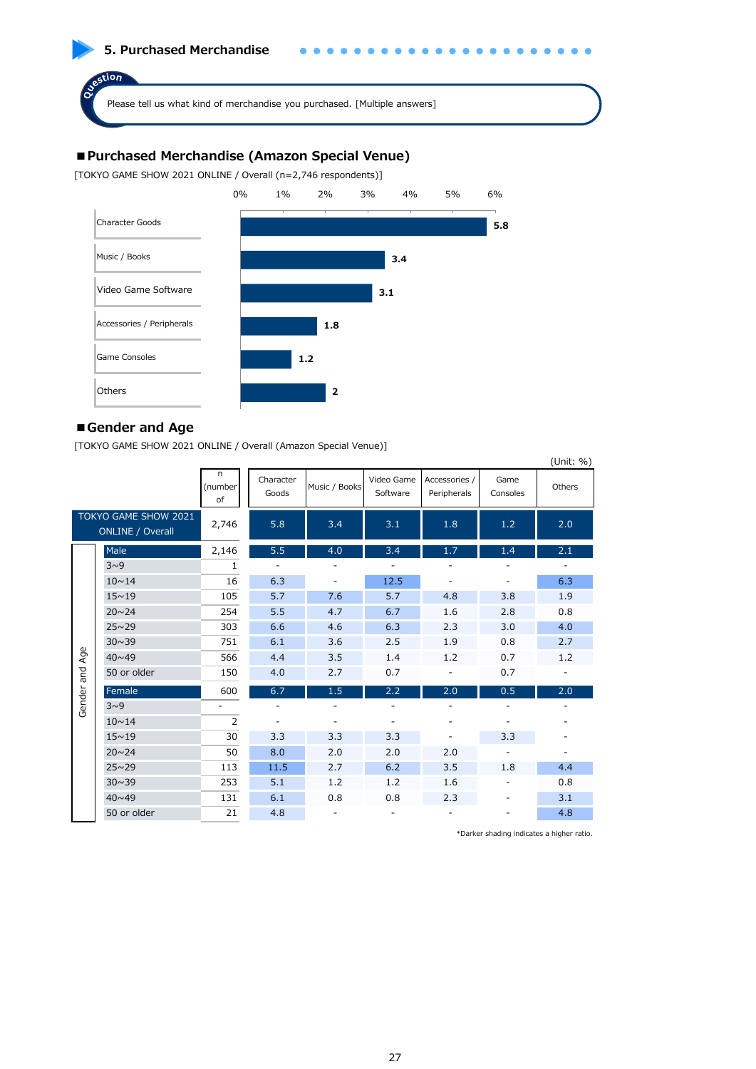## 5. Purchased Merchandise

Question

Please tell us what kind of merchandise you purchased. [Multiple answers]

### ■Purchased Merchandise (Amazon Special Venue)

[TOKYO GAME SHOW 2021 ONLINE / Overall (n=2,746 respondents)]

| Merchandise | % |
|---|---|
| Character Goods | 5.8 |
| Music / Books | 3.4 |
| Video Game Software | 3.1 |
| Accessories / Peripherals | 1.8 |
| Game Consoles | 1.2 |
| Others | 2 |

### ■Gender and Age

[TOKYO GAME SHOW 2021 ONLINE / Overall (Amazon Special Venue)]

(Unit: %)

| | | n (number of | Character Goods | Music / Books | Video Game Software | Accessories / Peripherals | Game Consoles | Others |
|---|---|---|---|---|---|---|---|---|
| TOKYO GAME SHOW 2021 ONLINE / Overall | | 2,746 | 5.8 | 3.4 | 3.1 | 1.8 | 1.2 | 2.0 |
| Gender and Age | Male | 2,146 | 5.5 | 4.0 | 3.4 | 1.7 | 1.4 | 2.1 |
| | 3~9 | 1 | - | - | - | - | - | - |
| | 10~14 | 16 | 6.3 | - | 12.5 | - | - | 6.3 |
| | 15~19 | 105 | 5.7 | 7.6 | 5.7 | 4.8 | 3.8 | 1.9 |
| | 20~24 | 254 | 5.5 | 4.7 | 6.7 | 1.6 | 2.8 | 0.8 |
| | 25~29 | 303 | 6.6 | 4.6 | 6.3 | 2.3 | 3.0 | 4.0 |
| | 30~39 | 751 | 6.1 | 3.6 | 2.5 | 1.9 | 0.8 | 2.7 |
| | 40~49 | 566 | 4.4 | 3.5 | 1.4 | 1.2 | 0.7 | 1.2 |
| | 50 or older | 150 | 4.0 | 2.7 | 0.7 | - | 0.7 | - |
| | Female | 600 | 6.7 | 1.5 | 2.2 | 2.0 | 0.5 | 2.0 |
| | 3~9 | - | - | - | - | - | - | - |
| | 10~14 | 2 | - | - | - | - | - | - |
| | 15~19 | 30 | 3.3 | 3.3 | 3.3 | - | 3.3 | - |
| | 20~24 | 50 | 8.0 | 2.0 | 2.0 | 2.0 | - | - |
| | 25~29 | 113 | 11.5 | 2.7 | 6.2 | 3.5 | 1.8 | 4.4 |
| | 30~39 | 253 | 5.1 | 1.2 | 1.2 | 1.6 | - | 0.8 |
| | 40~49 | 131 | 6.1 | 0.8 | 0.8 | 2.3 | - | 3.1 |
| | 50 or older | 21 | 4.8 | - | - | - | - | 4.8 |

*Darker shading indicates a higher ratio.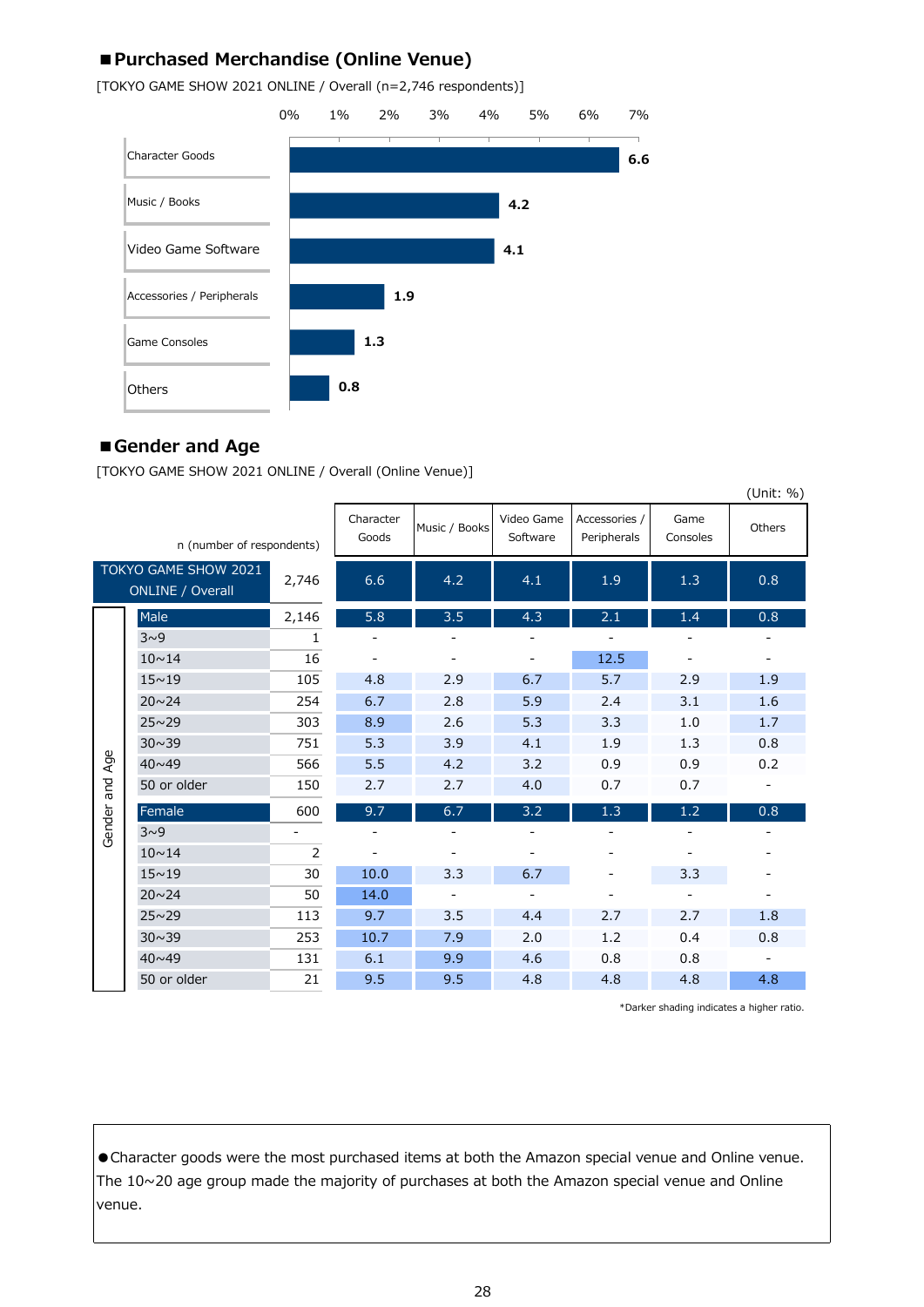## ■Purchased Merchandise (Online Venue)

[TOKYO GAME SHOW 2021 ONLINE / Overall (n=2,746 respondents)]

0% 1% 2% 3% 4% 5% 6% 7%

Character Goods 6.6
Music / Books 4.2
Video Game Software 4.1
Accessories / Peripherals 1.9
Game Consoles 1.3
Others 0.8

## ■Gender and Age

[TOKYO GAME SHOW 2021 ONLINE / Overall (Online Venue)]

(Unit: %)

| | | n (number of respondents) | Character Goods | Music / Books | Video Game Software | Accessories / Peripherals | Game Consoles | Others |
|---|---|---|---|---|---|---|---|---|
| TOKYO GAME SHOW 2021 ONLINE / Overall | | 2,746 | 6.6 | 4.2 | 4.1 | 1.9 | 1.3 | 0.8 |
| Gender and Age | Male | 2,146 | 5.8 | 3.5 | 4.3 | 2.1 | 1.4 | 0.8 |
| | 3~9 | 1 | - | - | - | - | - | - |
| | 10~14 | 16 | - | - | - | 12.5 | - | - |
| | 15~19 | 105 | 4.8 | 2.9 | 6.7 | 5.7 | 2.9 | 1.9 |
| | 20~24 | 254 | 6.7 | 2.8 | 5.9 | 2.4 | 3.1 | 1.6 |
| | 25~29 | 303 | 8.9 | 2.6 | 5.3 | 3.3 | 1.0 | 1.7 |
| | 30~39 | 751 | 5.3 | 3.9 | 4.1 | 1.9 | 1.3 | 0.8 |
| | 40~49 | 566 | 5.5 | 4.2 | 3.2 | 0.9 | 0.9 | 0.2 |
| | 50 or older | 150 | 2.7 | 2.7 | 4.0 | 0.7 | 0.7 | - |
| | Female | 600 | 9.7 | 6.7 | 3.2 | 1.3 | 1.2 | 0.8 |
| | 3~9 | - | - | - | - | - | - | - |
| | 10~14 | 2 | - | - | - | - | - | - |
| | 15~19 | 30 | 10.0 | 3.3 | 6.7 | - | 3.3 | - |
| | 20~24 | 50 | 14.0 | - | - | - | - | - |
| | 25~29 | 113 | 9.7 | 3.5 | 4.4 | 2.7 | 2.7 | 1.8 |
| | 30~39 | 253 | 10.7 | 7.9 | 2.0 | 1.2 | 0.4 | 0.8 |
| | 40~49 | 131 | 6.1 | 9.9 | 4.6 | 0.8 | 0.8 | - |
| | 50 or older | 21 | 9.5 | 9.5 | 4.8 | 4.8 | 4.8 | 4.8 |

*Darker shading indicates a higher ratio.

●Character goods were the most purchased items at both the Amazon special venue and Online venue. The 10~20 age group made the majority of purchases at both the Amazon special venue and Online venue.